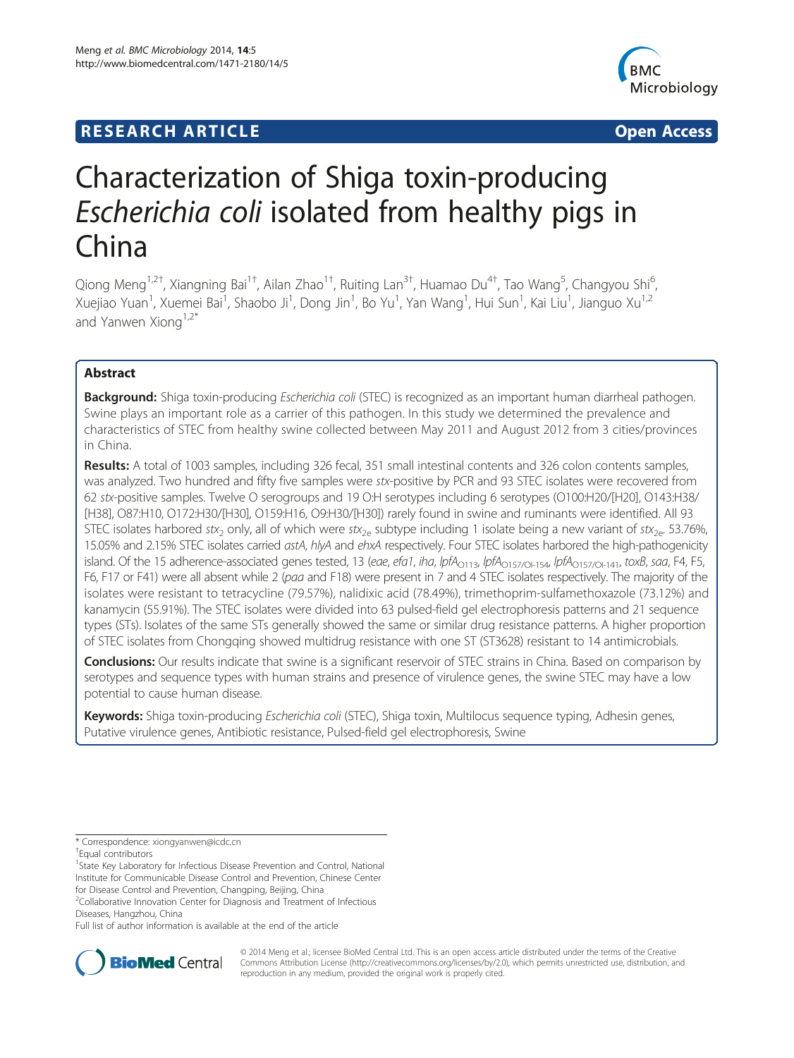**RESEARCH ARTICLE** **Open Access**

# Characterization of Shiga toxin-producing *Escherichia coli* isolated from healthy pigs in China

Qiong Meng[1,2†], Xiangning Bai[1†], Ailan Zhao[1†], Ruiting Lan[3†], Huamao Du[4†], Tao Wang[5], Changyou Shi[6], Xuejiao Yuan[1], Xuemei Bai[1], Shaobo Ji[1], Dong Jin[1], Bo Yu[1], Yan Wang[1], Hui Sun[1], Kai Liu[1], Jianguo Xu[1,2] and Yanwen Xiong[1,2*]

## Abstract

**Background:** Shiga toxin-producing *Escherichia coli* (STEC) is recognized as an important human diarrheal pathogen. Swine plays an important role as a carrier of this pathogen. In this study we determined the prevalence and characteristics of STEC from healthy swine collected between May 2011 and August 2012 from 3 cities/provinces in China.

**Results:** A total of 1003 samples, including 326 fecal, 351 small intestinal contents and 326 colon contents samples, was analyzed. Two hundred and fifty five samples were *stx*-positive by PCR and 93 STEC isolates were recovered from 62 *stx*-positive samples. Twelve O serogroups and 19 O:H serotypes including 6 serotypes (O100:H20/[H20], O143:H38/[H38], O87:H10, O172:H30/[H30], O159:H16, O9:H30/[H30]) rarely found in swine and ruminants were identified. All 93 STEC isolates harbored $stx_2$ only, all of which were $stx_{2e}$ subtype including 1 isolate being a new variant of $stx_{2e}$. 53.76%, 15.05% and 2.15% STEC isolates carried *astA*, *hlyA* and *ehxA* respectively. Four STEC isolates harbored the high-pathogenicity island. Of the 15 adherence-associated genes tested, 13 (*eae*, *efa1*, *iha*, $lpfA_{O113}$, $lpfA_{O157/OI-154}$, $lpfA_{O157/OI-141}$, *toxB*, *saa*, F4, F5, F6, F17 or F41) were all absent while 2 (*paa* and F18) were present in 7 and 4 STEC isolates respectively. The majority of the isolates were resistant to tetracycline (79.57%), nalidixic acid (78.49%), trimethoprim-sulfamethoxazole (73.12%) and kanamycin (55.91%). The STEC isolates were divided into 63 pulsed-field gel electrophoresis patterns and 21 sequence types (STs). Isolates of the same STs generally showed the same or similar drug resistance patterns. A higher proportion of STEC isolates from Chongqing showed multidrug resistance with one ST (ST3628) resistant to 14 antimicrobials.

**Conclusions:** Our results indicate that swine is a significant reservoir of STEC strains in China. Based on comparison by serotypes and sequence types with human strains and presence of virulence genes, the swine STEC may have a low potential to cause human disease.

**Keywords:** Shiga toxin-producing *Escherichia coli* (STEC), Shiga toxin, Multilocus sequence typing, Adhesin genes, Putative virulence genes, Antibiotic resistance, Pulsed-field gel electrophoresis, Swine

---

\* Correspondence: xiongyanwen@icdc.cn
† Equal contributors
[1] State Key Laboratory for Infectious Disease Prevention and Control, National Institute for Communicable Disease Control and Prevention, Chinese Center for Disease Control and Prevention, Changping, Beijing, China
[2] Collaborative Innovation Center for Diagnosis and Treatment of Infectious Diseases, Hangzhou, China
Full list of author information is available at the end of the article

© 2014 Meng et al.; licensee BioMed Central Ltd. This is an open access article distributed under the terms of the Creative Commons Attribution License (http://creativecommons.org/licenses/by/2.0), which permits unrestricted use, distribution, and reproduction in any medium, provided the original work is properly cited.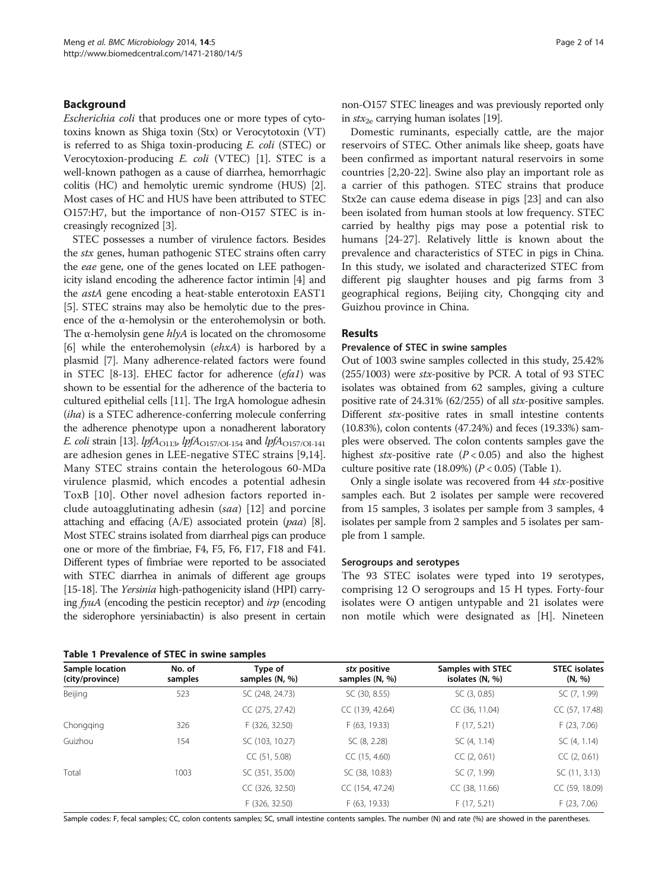## Background

*Escherichia coli* that produces one or more types of cytotoxins known as Shiga toxin (Stx) or Verocytotoxin (VT) is referred to as Shiga toxin-producing *E. coli* (STEC) or Verocytoxion-producing *E. coli* (VTEC) [1]. STEC is a well-known pathogen as a cause of diarrhea, hemorrhagic colitis (HC) and hemolytic uremic syndrome (HUS) [2]. Most cases of HC and HUS have been attributed to STEC O157:H7, but the importance of non-O157 STEC is increasingly recognized [3].

STEC possesses a number of virulence factors. Besides the *stx* genes, human pathogenic STEC strains often carry the *eae* gene, one of the genes located on LEE pathogenicity island encoding the adherence factor intimin [4] and the *astA* gene encoding a heat-stable enterotoxin EAST1 [5]. STEC strains may also be hemolytic due to the presence of the α-hemolysin or the enterohemolysin or both. The α-hemolysin gene *hlyA* is located on the chromosome [6] while the enterohemolysin (*ehxA*) is harbored by a plasmid [7]. Many adherence-related factors were found in STEC [8-13]. EHEC factor for adherence (*efa1*) was shown to be essential for the adherence of the bacteria to cultured epithelial cells [11]. The IrgA homologue adhesin (*iha*) is a STEC adherence-conferring molecule conferring the adherence phenotype upon a nonadherent laboratory *E. coli* strain [13]. $lpfA_{O113}$, $lpfA_{O157/OI\text{-}154}$ and $lpfA_{O157/OI\text{-}141}$ are adhesion genes in LEE-negative STEC strains [9,14]. Many STEC strains contain the heterologous 60-MDa virulence plasmid, which encodes a potential adhesin ToxB [10]. Other novel adhesion factors reported include autoagglutinating adhesin (*saa*) [12] and porcine attaching and effacing (A/E) associated protein (*paa*) [8]. Most STEC strains isolated from diarrheal pigs can produce one or more of the fimbriae, F4, F5, F6, F17, F18 and F41. Different types of fimbriae were reported to be associated with STEC diarrhea in animals of different age groups [15-18]. The *Yersinia* high-pathogenicity island (HPI) carrying *fyuA* (encoding the pesticin receptor) and *irp* (encoding the siderophore yersiniabactin) is also present in certain non-O157 STEC lineages and was previously reported only in $stx_{2e}$ carrying human isolates [19].

Domestic ruminants, especially cattle, are the major reservoirs of STEC. Other animals like sheep, goats have been confirmed as important natural reservoirs in some countries [2,20-22]. Swine also play an important role as a carrier of this pathogen. STEC strains that produce Stx2e can cause edema disease in pigs [23] and can also been isolated from human stools at low frequency. STEC carried by healthy pigs may pose a potential risk to humans [24-27]. Relatively little is known about the prevalence and characteristics of STEC in pigs in China. In this study, we isolated and characterized STEC from different pig slaughter houses and pig farms from 3 geographical regions, Beijing city, Chongqing city and Guizhou province in China.

## Results

### Prevalence of STEC in swine samples

Out of 1003 swine samples collected in this study, 25.42% (255/1003) were *stx*-positive by PCR. A total of 93 STEC isolates was obtained from 62 samples, giving a culture positive rate of 24.31% (62/255) of all *stx*-positive samples. Different *stx*-positive rates in small intestine contents (10.83%), colon contents (47.24%) and feces (19.33%) samples were observed. The colon contents samples gave the highest *stx*-positive rate ($P < 0.05$) and also the highest culture positive rate (18.09%) ($P < 0.05$) (Table 1).

Only a single isolate was recovered from 44 *stx*-positive samples each. But 2 isolates per sample were recovered from 15 samples, 3 isolates per sample from 3 samples, 4 isolates per sample from 2 samples and 5 isolates per sample from 1 sample.

### Serogroups and serotypes

The 93 STEC isolates were typed into 19 serotypes, comprising 12 O serogroups and 15 H types. Forty-four isolates were O antigen untypable and 21 isolates were non motile which were designated as [H]. Nineteen

**Table 1 Prevalence of STEC in swine samples**

| Sample location (city/province) | No. of samples | Type of samples (N, %) | *stx* positive samples (N, %) | Samples with STEC isolates (N, %) | STEC isolates (N, %) |
|---|---|---|---|---|---|
| Beijing | 523 | SC (248, 24.73) | SC (30, 8.55) | SC (3, 0.85) | SC (7, 1.99) |
| | | CC (275, 27.42) | CC (139, 42.64) | CC (36, 11.04) | CC (57, 17.48) |
| Chongqing | 326 | F (326, 32.50) | F (63, 19.33) | F (17, 5.21) | F (23, 7.06) |
| Guizhou | 154 | SC (103, 10.27) | SC (8, 2.28) | SC (4, 1.14) | SC (4, 1.14) |
| | | CC (51, 5.08) | CC (15, 4.60) | CC (2, 0.61) | CC (2, 0.61) |
| Total | 1003 | SC (351, 35.00) | SC (38, 10.83) | SC (7, 1.99) | SC (11, 3.13) |
| | | CC (326, 32.50) | CC (154, 47.24) | CC (38, 11.66) | CC (59, 18.09) |
| | | F (326, 32.50) | F (63, 19.33) | F (17, 5.21) | F (23, 7.06) |

Sample codes: F, fecal samples; CC, colon contents samples; SC, small intestine contents samples. The number (N) and rate (%) are showed in the parentheses.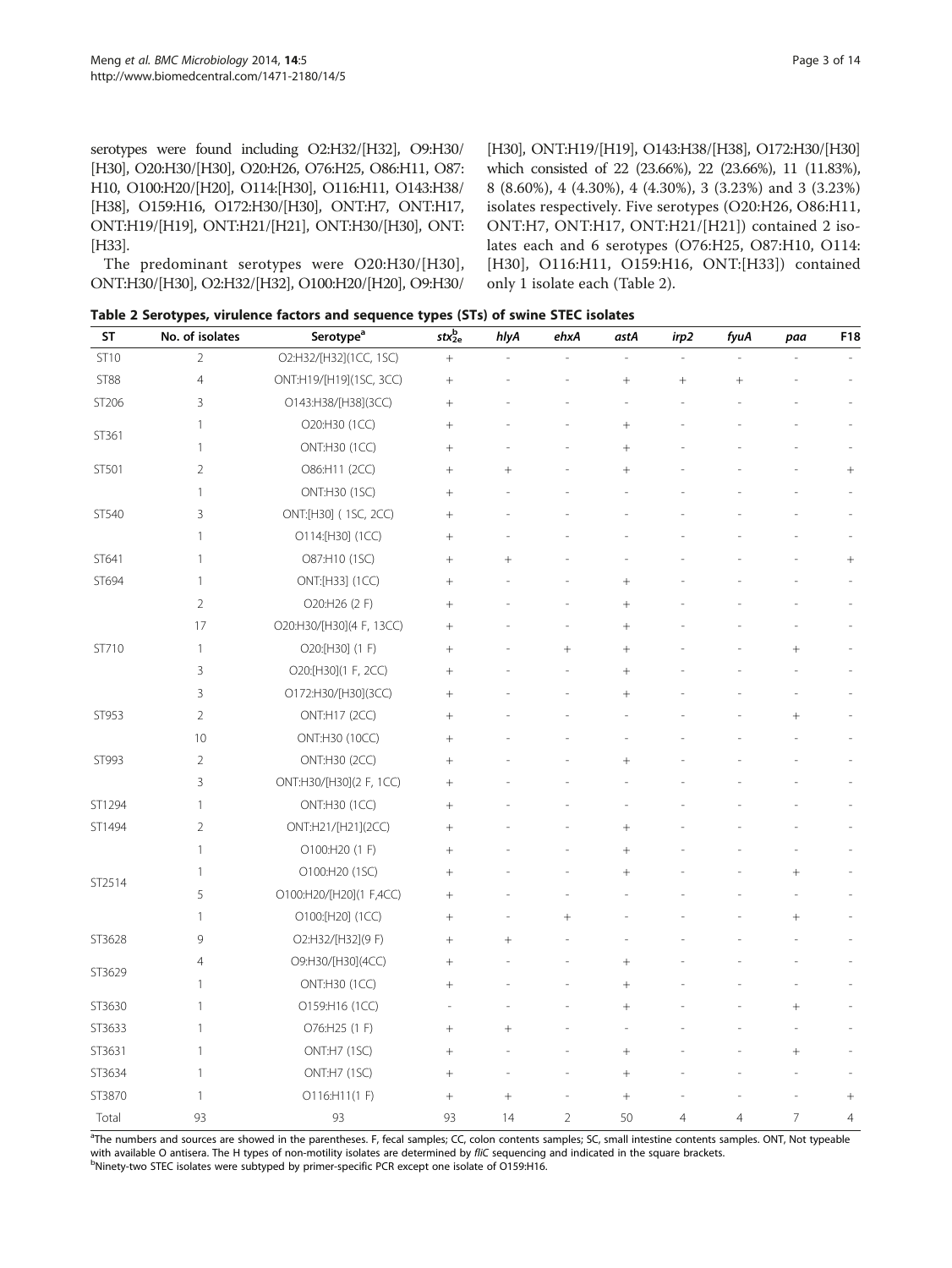serotypes were found including O2:H32/[H32], O9:H30/[H30], O20:H30/[H30], O20:H26, O76:H25, O86:H11, O87:H10, O100:H20/[H20], O114:[H30], O116:H11, O143:H38/[H38], O159:H16, O172:H30/[H30], ONT:H7, ONT:H17, ONT:H19/[H19], ONT:H21/[H21], ONT:H30/[H30], ONT:[H33].

The predominant serotypes were O20:H30/[H30], ONT:H30/[H30], O2:H32/[H32], O100:H20/[H20], O9:H30/[H30], ONT:H19/[H19], O143:H38/[H38], O172:H30/[H30] which consisted of 22 (23.66%), 22 (23.66%), 11 (11.83%), 8 (8.60%), 4 (4.30%), 4 (4.30%), 3 (3.23%) and 3 (3.23%) isolates respectively. Five serotypes (O20:H26, O86:H11, ONT:H7, ONT:H17, ONT:H21/[H21]) contained 2 isolates each and 6 serotypes (O76:H25, O87:H10, O114:[H30], O116:H11, O159:H16, ONT:[H33]) contained only 1 isolate each (Table 2).

**Table 2 Serotypes, virulence factors and sequence types (STs) of swine STEC isolates**

| ST | No. of isolates | Serotype[a] | $stx_{2e}^{b}$ | *hlyA* | *ehxA* | *astA* | *irp2* | *fyuA* | *paa* | F18 |
|---|---|---|---|---|---|---|---|---|---|---|
| ST10 | 2 | O2:H32/[H32](1CC, 1SC) | + | - | - | - | - | - | - | - |
| ST88 | 4 | ONT:H19/[H19](1SC, 3CC) | + | - | - | + | + | + | - | - |
| ST206 | 3 | O143:H38/[H38](3CC) | + | - | - | - | - | - | - | - |
| ST361 | 1 | O20:H30 (1CC) | + | - | - | + | - | - | - | - |
| | 1 | ONT:H30 (1CC) | + | - | - | + | - | - | - | - |
| ST501 | 2 | O86:H11 (2CC) | + | + | - | + | - | - | - | + |
| ST540 | 1 | ONT:H30 (1SC) | + | - | - | - | - | - | - | - |
| | 3 | ONT:[H30] ( 1SC, 2CC) | + | - | - | - | - | - | - | - |
| | 1 | O114:[H30] (1CC) | + | - | - | - | - | - | - | - |
| ST641 | 1 | O87:H10 (1SC) | + | + | - | - | - | - | - | + |
| ST694 | 1 | ONT:[H33] (1CC) | + | - | - | + | - | - | - | - |
| ST710 | 2 | O20:H26 (2 F) | + | - | - | + | - | - | - | - |
| | 17 | O20:H30/[H30](4 F, 13CC) | + | - | - | + | - | - | - | - |
| | 1 | O20:[H30] (1 F) | + | - | + | + | - | - | + | - |
| | 3 | O20:[H30](1 F, 2CC) | + | - | - | + | - | - | - | - |
| | 3 | O172:H30/[H30](3CC) | + | - | - | + | - | - | - | - |
| ST953 | 2 | ONT:H17 (2CC) | + | - | - | - | - | - | + | - |
| ST993 | 10 | ONT:H30 (10CC) | + | - | - | - | - | - | - | - |
| | 2 | ONT:H30 (2CC) | + | - | - | + | - | - | - | - |
| | 3 | ONT:H30/[H30](2 F, 1CC) | + | - | - | - | - | - | - | - |
| ST1294 | 1 | ONT:H30 (1CC) | + | - | - | - | - | - | - | - |
| ST1494 | 2 | ONT:H21/[H21](2CC) | + | - | - | + | - | - | - | - |
| ST2514 | 1 | O100:H20 (1 F) | + | - | - | + | - | - | - | - |
| | 1 | O100:H20 (1SC) | + | - | - | + | - | - | + | - |
| | 5 | O100:H20/[H20](1 F,4CC) | + | - | - | - | - | - | - | - |
| | 1 | O100:[H20] (1CC) | + | - | + | - | - | - | + | - |
| ST3628 | 9 | O2:H32/[H32](9 F) | + | + | - | - | - | - | - | - |
| ST3629 | 4 | O9:H30/[H30](4CC) | + | - | - | + | - | - | - | - |
| | 1 | ONT:H30 (1CC) | + | - | - | + | - | - | - | - |
| ST3630 | 1 | O159:H16 (1CC) | - | - | - | + | - | - | + | - |
| ST3633 | 1 | O76:H25 (1 F) | + | + | - | - | - | - | - | - |
| ST3631 | 1 | ONT:H7 (1SC) | + | - | - | + | - | - | + | - |
| ST3634 | 1 | ONT:H7 (1SC) | + | - | - | + | - | - | - | - |
| ST3870 | 1 | O116:H11(1 F) | + | + | - | + | - | - | - | + |
| Total | 93 | 93 | 93 | 14 | 2 | 50 | 4 | 4 | 7 | 4 |

[a]The numbers and sources are showed in the parentheses. F, fecal samples; CC, colon contents samples; SC, small intestine contents samples. ONT, Not typeable with available O antisera. The H types of non-motility isolates are determined by *fliC* sequencing and indicated in the square brackets.
[b]Ninety-two STEC isolates were subtyped by primer-specific PCR except one isolate of O159:H16.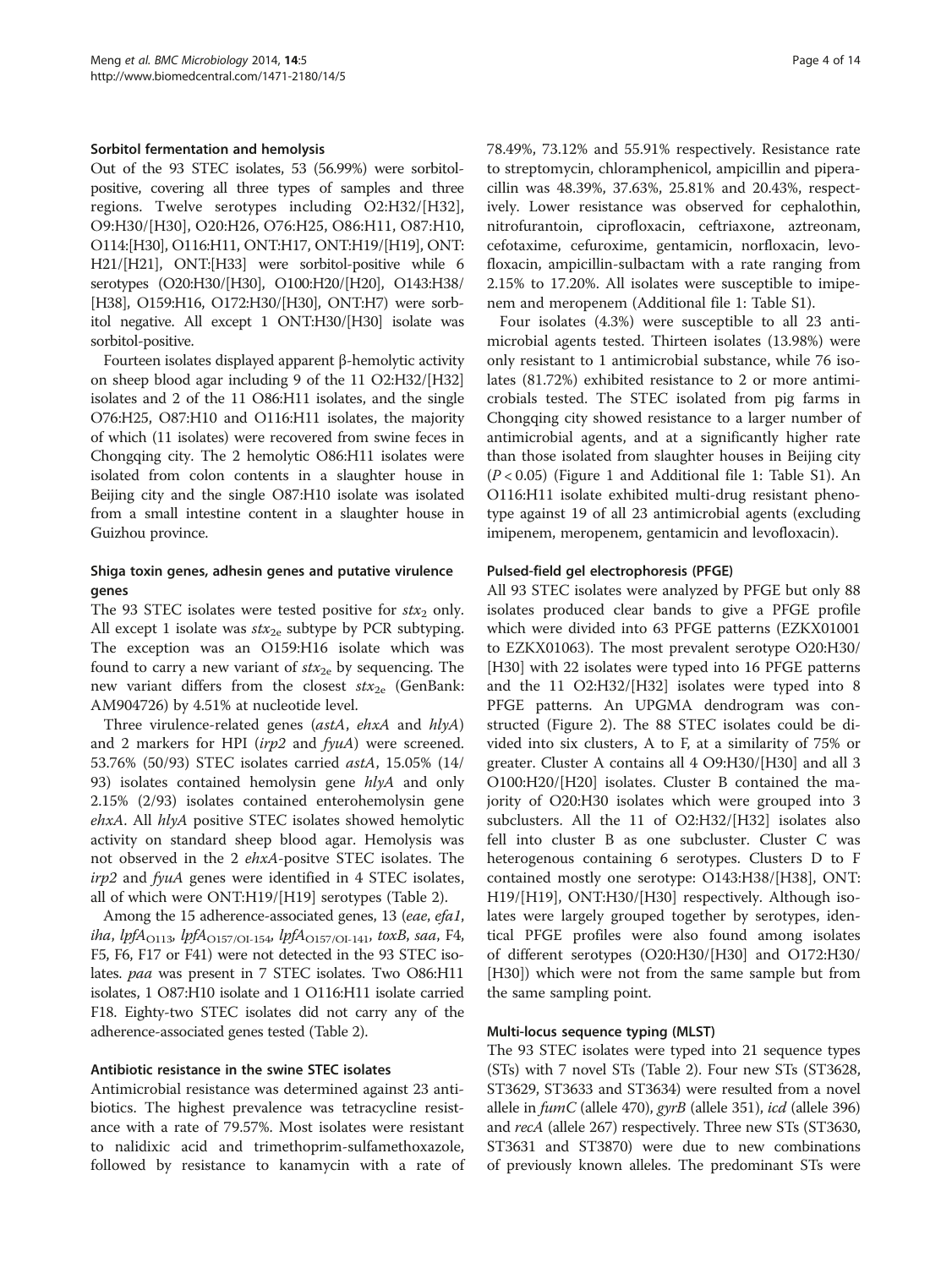### Sorbitol fermentation and hemolysis

Out of the 93 STEC isolates, 53 (56.99%) were sorbitol-positive, covering all three types of samples and three regions. Twelve serotypes including O2:H32/[H32], O9:H30/[H30], O20:H26, O76:H25, O86:H11, O87:H10, O114:[H30], O116:H11, ONT:H17, ONT:H19/[H19], ONT:H21/[H21], ONT:[H33] were sorbitol-positive while 6 serotypes (O20:H30/[H30], O100:H20/[H20], O143:H38/[H38], O159:H16, O172:H30/[H30], ONT:H7) were sorbitol negative. All except 1 ONT:H30/[H30] isolate was sorbitol-positive.

Fourteen isolates displayed apparent β-hemolytic activity on sheep blood agar including 9 of the 11 O2:H32/[H32] isolates and 2 of the 11 O86:H11 isolates, and the single O76:H25, O87:H10 and O116:H11 isolates, the majority of which (11 isolates) were recovered from swine feces in Chongqing city. The 2 hemolytic O86:H11 isolates were isolated from colon contents in a slaughter house in Beijing city and the single O87:H10 isolate was isolated from a small intestine content in a slaughter house in Guizhou province.

### Shiga toxin genes, adhesin genes and putative virulence genes

The 93 STEC isolates were tested positive for $stx_2$ only. All except 1 isolate was $stx_{2e}$ subtype by PCR subtyping. The exception was an O159:H16 isolate which was found to carry a new variant of $stx_{2e}$ by sequencing. The new variant differs from the closest $stx_{2e}$ (GenBank: AM904726) by 4.51% at nucleotide level.

Three virulence-related genes (*astA*, *ehxA* and *hlyA*) and 2 markers for HPI (*irp2* and *fyuA*) were screened. 53.76% (50/93) STEC isolates carried *astA*, 15.05% (14/93) isolates contained hemolysin gene *hlyA* and only 2.15% (2/93) isolates contained enterohemolysin gene *ehxA*. All *hlyA* positive STEC isolates showed hemolytic activity on standard sheep blood agar. Hemolysis was not observed in the 2 *ehxA*-positve STEC isolates. The *irp2* and *fyuA* genes were identified in 4 STEC isolates, all of which were ONT:H19/[H19] serotypes (Table 2).

Among the 15 adherence-associated genes, 13 (*eae*, *efa1*, *iha*, $lpfA_{O113}$, $lpfA_{O157/OI-154}$, $lpfA_{O157/OI-141}$, *toxB*, *saa*, F4, F5, F6, F17 or F41) were not detected in the 93 STEC isolates. *paa* was present in 7 STEC isolates. Two O86:H11 isolates, 1 O87:H10 isolate and 1 O116:H11 isolate carried F18. Eighty-two STEC isolates did not carry any of the adherence-associated genes tested (Table 2).

### Antibiotic resistance in the swine STEC isolates

Antimicrobial resistance was determined against 23 antibiotics. The highest prevalence was tetracycline resistance with a rate of 79.57%. Most isolates were resistant to nalidixic acid and trimethoprim-sulfamethoxazole, followed by resistance to kanamycin with a rate of 78.49%, 73.12% and 55.91% respectively. Resistance rate to streptomycin, chloramphenicol, ampicillin and piperacillin was 48.39%, 37.63%, 25.81% and 20.43%, respectively. Lower resistance was observed for cephalothin, nitrofurantoin, ciprofloxacin, ceftriaxone, aztreonam, cefotaxime, cefuroxime, gentamicin, norfloxacin, levofloxacin, ampicillin-sulbactam with a rate ranging from 2.15% to 17.20%. All isolates were susceptible to imipenem and meropenem (Additional file 1: Table S1).

Four isolates (4.3%) were susceptible to all 23 antimicrobial agents tested. Thirteen isolates (13.98%) were only resistant to 1 antimicrobial substance, while 76 isolates (81.72%) exhibited resistance to 2 or more antimicrobials tested. The STEC isolated from pig farms in Chongqing city showed resistance to a larger number of antimicrobial agents, and at a significantly higher rate than those isolated from slaughter houses in Beijing city ($P < 0.05$) (Figure 1 and Additional file 1: Table S1). An O116:H11 isolate exhibited multi-drug resistant phenotype against 19 of all 23 antimicrobial agents (excluding imipenem, meropenem, gentamicin and levofloxacin).

### Pulsed-field gel electrophoresis (PFGE)

All 93 STEC isolates were analyzed by PFGE but only 88 isolates produced clear bands to give a PFGE profile which were divided into 63 PFGE patterns (EZKX01001 to EZKX01063). The most prevalent serotype O20:H30/[H30] with 22 isolates were typed into 16 PFGE patterns and the 11 O2:H32/[H32] isolates were typed into 8 PFGE patterns. An UPGMA dendrogram was constructed (Figure 2). The 88 STEC isolates could be divided into six clusters, A to F, at a similarity of 75% or greater. Cluster A contains all 4 O9:H30/[H30] and all 3 O100:H20/[H20] isolates. Cluster B contained the majority of O20:H30 isolates which were grouped into 3 subclusters. All the 11 of O2:H32/[H32] isolates also fell into cluster B as one subcluster. Cluster C was heterogenous containing 6 serotypes. Clusters D to F contained mostly one serotype: O143:H38/[H38], ONT:H19/[H19], ONT:H30/[H30] respectively. Although isolates were largely grouped together by serotypes, identical PFGE profiles were also found among isolates of different serotypes (O20:H30/[H30] and O172:H30/[H30]) which were not from the same sample but from the same sampling point.

### Multi-locus sequence typing (MLST)

The 93 STEC isolates were typed into 21 sequence types (STs) with 7 novel STs (Table 2). Four new STs (ST3628, ST3629, ST3633 and ST3634) were resulted from a novel allele in *fumC* (allele 470), *gyrB* (allele 351), *icd* (allele 396) and *recA* (allele 267) respectively. Three new STs (ST3630, ST3631 and ST3870) were due to new combinations of previously known alleles. The predominant STs were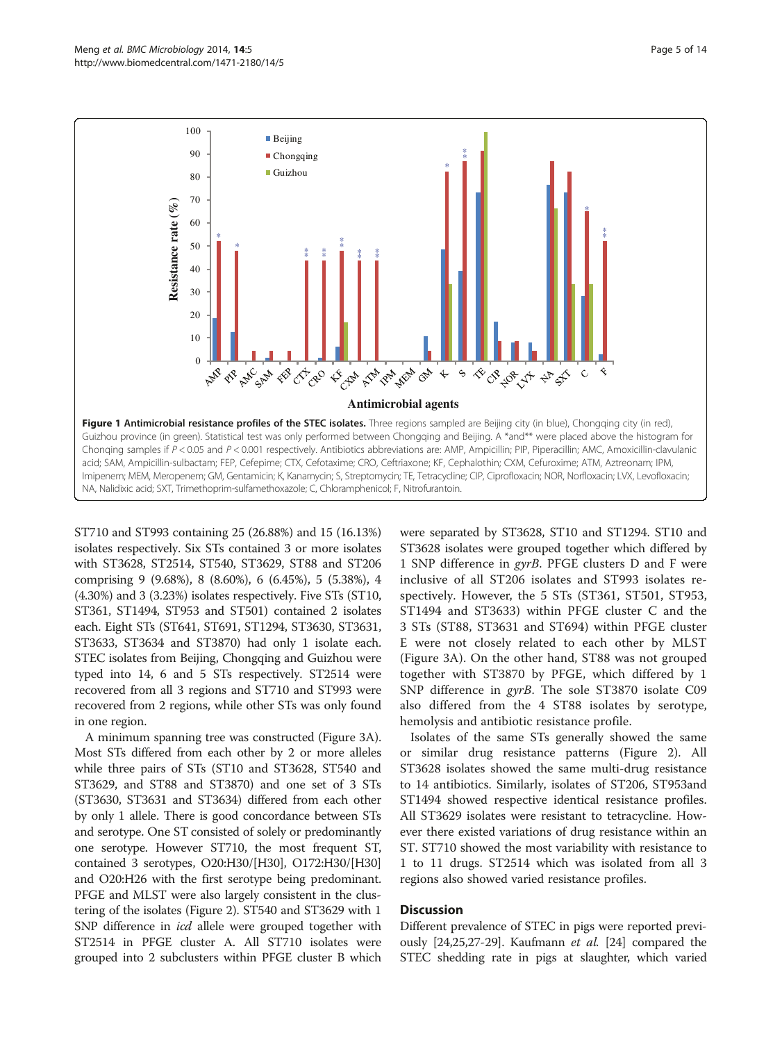**Figure 1 Antimicrobial resistance profiles of the STEC isolates.** Three regions sampled are Beijing city (in blue), Chongqing city (in red), Guizhou province (in green). Statistical test was only performed between Chongqing and Beijing. A *and** were placed above the histogram for Chonqing samples if $P < 0.05$ and $P < 0.001$ respectively. Antibiotics abbreviations are: AMP, Ampicillin; PIP, Piperacillin; AMC, Amoxicillin-clavulanic acid; SAM, Ampicillin-sulbactam; FEP, Cefepime; CTX, Cefotaxime; CRO, Ceftriaxone; KF, Cephalothin; CXM, Cefuroxime; ATM, Aztreonam; IPM, Imipenem; MEM, Meropenem; GM, Gentamicin; K, Kanamycin; S, Streptomycin; TE, Tetracycline; CIP, Ciprofloxacin; NOR, Norfloxacin; LVX, Levofloxacin; NA, Nalidixic acid; SXT, Trimethoprim-sulfamethoxazole; C, Chloramphenicol; F, Nitrofurantoin.

ST710 and ST993 containing 25 (26.88%) and 15 (16.13%) isolates respectively. Six STs contained 3 or more isolates with ST3628, ST2514, ST540, ST3629, ST88 and ST206 comprising 9 (9.68%), 8 (8.60%), 6 (6.45%), 5 (5.38%), 4 (4.30%) and 3 (3.23%) isolates respectively. Five STs (ST10, ST361, ST1494, ST953 and ST501) contained 2 isolates each. Eight STs (ST641, ST691, ST1294, ST3630, ST3631, ST3633, ST3634 and ST3870) had only 1 isolate each. STEC isolates from Beijing, Chongqing and Guizhou were typed into 14, 6 and 5 STs respectively. ST2514 were recovered from all 3 regions and ST710 and ST993 were recovered from 2 regions, while other STs was only found in one region.

A minimum spanning tree was constructed (Figure 3A). Most STs differed from each other by 2 or more alleles while three pairs of STs (ST10 and ST3628, ST540 and ST3629, and ST88 and ST3870) and one set of 3 STs (ST3630, ST3631 and ST3634) differed from each other by only 1 allele. There is good concordance between STs and serotype. One ST consisted of solely or predominantly one serotype. However ST710, the most frequent ST, contained 3 serotypes, O20:H30/[H30], O172:H30/[H30] and O20:H26 with the first serotype being predominant. PFGE and MLST were also largely consistent in the clustering of the isolates (Figure 2). ST540 and ST3629 with 1 SNP difference in *icd* allele were grouped together with ST2514 in PFGE cluster A. All ST710 isolates were grouped into 2 subclusters within PFGE cluster B which were separated by ST3628, ST10 and ST1294. ST10 and ST3628 isolates were grouped together which differed by 1 SNP difference in *gyrB*. PFGE clusters D and F were inclusive of all ST206 isolates and ST993 isolates respectively. However, the 5 STs (ST361, ST501, ST953, ST1494 and ST3633) within PFGE cluster C and the 3 STs (ST88, ST3631 and ST694) within PFGE cluster E were not closely related to each other by MLST (Figure 3A). On the other hand, ST88 was not grouped together with ST3870 by PFGE, which differed by 1 SNP difference in *gyrB*. The sole ST3870 isolate C09 also differed from the 4 ST88 isolates by serotype, hemolysis and antibiotic resistance profile.

Isolates of the same STs generally showed the same or similar drug resistance patterns (Figure 2). All ST3628 isolates showed the same multi-drug resistance to 14 antibiotics. Similarly, isolates of ST206, ST953and ST1494 showed respective identical resistance profiles. All ST3629 isolates were resistant to tetracycline. However there existed variations of drug resistance within an ST. ST710 showed the most variability with resistance to 1 to 11 drugs. ST2514 which was isolated from all 3 regions also showed varied resistance profiles.

## Discussion

Different prevalence of STEC in pigs were reported previously [24,25,27-29]. Kaufmann *et al.* [24] compared the STEC shedding rate in pigs at slaughter, which varied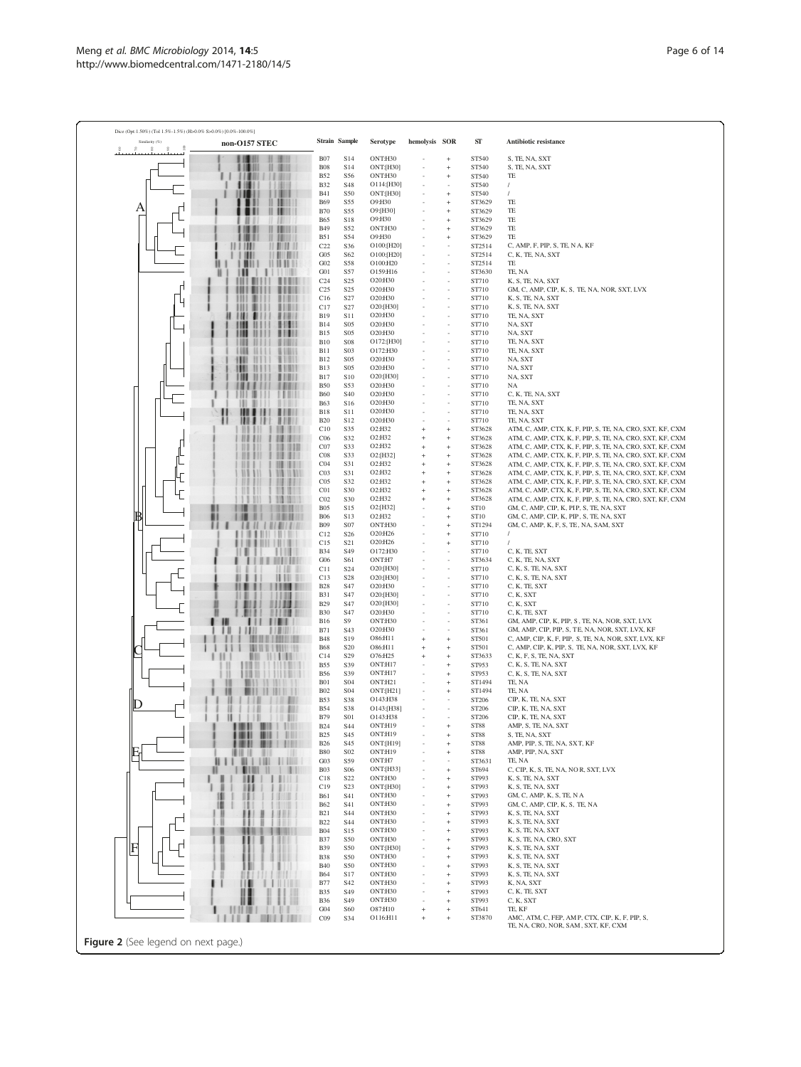Dice (Opt:1.50%) (Tol 1.5%-1.5%) (H>0.0% S>0.0%) [0.0%-100.0%]

non-O157 STEC

| Cluster | Strain | Sample | Serotype | hemolysis | SOR | ST | Antibiotic resistance |
|---|---|---|---|---|---|---|---|
| A | B07 | S14 | ONT:H30 | - | + | ST540 | S, TE, NA, SXT |
| | B08 | S14 | ONT:[H30] | - | + | ST540 | S, TE, NA, SXT |
| | B52 | S56 | ONT:H30 | - | + | ST540 | TE |
| | B32 | S48 | O114:[H30] | - | - | ST540 | / |
| | B41 | S50 | ONT:[H30] | - | + | ST540 | / |
| | B69 | S55 | O9:H30 | - | + | ST3629 | TE |
| | B70 | S55 | O9:[H30] | - | + | ST3629 | TE |
| | B65 | S18 | O9:H30 | - | + | ST3629 | TE |
| | B49 | S52 | ONT:H30 | - | + | ST3629 | TE |
| | B51 | S54 | O9:H30 | - | + | ST3629 | TE |
| | C22 | S36 | O100:[H20] | - | - | ST2514 | C, AMP, F, PIP, S, TE, NA, KF |
| | G05 | S62 | O100:[H20] | - | - | ST2514 | C, K, TE, NA, SXT |
| | G02 | S58 | O100:H20 | - | - | ST2514 | TE |
| | G01 | S57 | O159:H16 | - | - | ST3630 | TE, NA |
| B | C24 | S25 | O20:H30 | - | - | ST710 | K, S, TE, NA, SXT |
| | C25 | S25 | O20:H30 | - | - | ST710 | GM, C, AMP, CIP, K, S, TE, NA, NOR, SXT, LVX |
| | C16 | S27 | O20:H30 | - | - | ST710 | K, S, TE, NA, SXT |
| | C17 | S27 | O20:[H30] | - | - | ST710 | K, S, TE, NA, SXT |
| | B19 | S11 | O20:H30 | - | - | ST710 | TE, NA, SXT |
| | B14 | S05 | O20:H30 | - | - | ST710 | NA, SXT |
| | B15 | S05 | O20:H30 | - | - | ST710 | NA, SXT |
| | B10 | S08 | O172:[H30] | - | - | ST710 | TE, NA, SXT |
| | B11 | S03 | O172:H30 | - | - | ST710 | TE, NA, SXT |
| | B12 | S05 | O20:H30 | - | - | ST710 | NA, SXT |
| | B13 | S05 | O20:H30 | - | - | ST710 | NA, SXT |
| | B17 | S10 | O20:[H30] | - | - | ST710 | NA, SXT |
| | B50 | S53 | O20:H30 | - | - | ST710 | NA |
| | B60 | S40 | O20:H30 | - | - | ST710 | C, K, TE, NA, SXT |
| | B63 | S16 | O20:H30 | - | - | ST710 | TE, NA, SXT |
| | B18 | S11 | O20:H30 | - | - | ST710 | TE, NA, SXT |
| | B20 | S12 | O20:H30 | - | - | ST710 | TE, NA, SXT |
| | C10 | S35 | O2:H32 | + | + | ST3628 | ATM, C, AMP, CTX, K, F, PIP, S, TE, NA, CRO, SXT, KF, CXM |
| | C06 | S32 | O2:H32 | + | + | ST3628 | ATM, C, AMP, CTX, K, F, PIP, S, TE, NA, CRO, SXT, KF, CXM |
| | C07 | S33 | O2:H32 | + | + | ST3628 | ATM, C, AMP, CTX, K, F, PIP, S, TE, NA, CRO, SXT, KF, CXM |
| | C08 | S33 | O2:[H32] | + | + | ST3628 | ATM, C, AMP, CTX, K, F, PIP, S, TE, NA, CRO, SXT, KF, CXM |
| | C04 | S31 | O2:H32 | + | + | ST3628 | ATM, C, AMP, CTX, K, F, PIP, S, TE, NA, CRO, SXT, KF, CXM |
| | C03 | S31 | O2:H32 | + | + | ST3628 | ATM, C, AMP, CTX, K, F, PIP, S, TE, NA, CRO, SXT, KF, CXM |
| | C05 | S32 | O2:H32 | + | + | ST3628 | ATM, C, AMP, CTX, K, F, PIP, S, TE, NA, CRO, SXT, KF, CXM |
| | C01 | S30 | O2:H32 | + | + | ST3628 | ATM, C, AMP, CTX, K, F, PIP, S, TE, NA, CRO, SXT, KF, CXM |
| | C02 | S30 | O2:H32 | + | + | ST3628 | ATM, C, AMP, CTX, K, F, PIP, S, TE, NA, CRO, SXT, KF, CXM |
| | B05 | S15 | O2:[H32] | - | + | ST10 | GM, C, AMP, CIP, K, PIP, S, TE, NA, SXT |
| | B06 | S13 | O2:H32 | - | + | ST10 | GM, C, AMP, CIP, K, PIP, S, TE, NA, SXT |
| | B09 | S07 | ONT:H30 | - | + | ST1294 | GM, C, AMP, K, F, S, TE, NA, SAM, SXT |
| | C12 | S26 | O20:H26 | - | + | ST710 | / |
| | C15 | S21 | O20:H26 | - | + | ST710 | / |
| | B34 | S49 | O172:H30 | - | - | ST710 | C, K, TE, SXT |
| | G06 | S61 | ONT:H7 | - | - | ST3634 | C, K, TE, NA, SXT |
| | C11 | S24 | O20:[H30] | - | - | ST710 | C, K, S, TE, NA, SXT |
| | C13 | S28 | O20:[H30] | - | - | ST710 | C, K, S, TE, NA, SXT |
| | B28 | S47 | O20:H30 | - | - | ST710 | C, K, TE, SXT |
| | B31 | S47 | O20:[H30] | - | - | ST710 | C, K, SXT |
| | B29 | S47 | O20:[H30] | - | - | ST710 | C, K, SXT |
| | B30 | S47 | O20:H30 | - | - | ST710 | C, K, TE, SXT |
| C | B16 | S9 | ONT:H30 | - | - | ST361 | GM, AMP, CIP, K, PIP, S, TE, NA, NOR, SXT, LVX |
| | B71 | S43 | O20:H30 | - | - | ST361 | GM, AMP, CIP, PIP, S, TE, NA, NOR, SXT, LVX, KF |
| | B48 | S19 | O86:H11 | + | + | ST501 | C, AMP, CIP, K, F, PIP, S, TE, NA, NOR, SXT, LVX, KF |
| | B68 | S20 | O86:H11 | + | + | ST501 | C, AMP, CIP, K, PIP, S, TE, NA, NOR, SXT, LVX, KF |
| | C14 | S29 | O76:H25 | + | + | ST3633 | C, K, F, S, TE, NA, SXT |
| | B55 | S39 | ONT:H17 | - | + | ST953 | C, K, S, TE, NA, SXT |
| | B56 | S39 | ONT:H17 | - | + | ST953 | C, K, S, TE, NA, SXT |
| | B01 | S04 | ONT:H21 | - | + | ST1494 | TE, NA |
| | B02 | S04 | ONT:[H21] | - | + | ST1494 | TE, NA |
| D | B53 | S38 | O143:H38 | - | - | ST206 | CIP, K, TE, NA, SXT |
| | B54 | S38 | O143:[H38] | - | - | ST206 | CIP, K, TE, NA, SXT |
| | B79 | S01 | O143:H38 | - | - | ST206 | CIP, K, TE, NA, SXT |
| E | B24 | S44 | ONT:H19 | - | + | ST88 | AMP, S, TE, NA, SXT |
| | B25 | S45 | ONT:H19 | - | + | ST88 | S, TE, NA, SXT |
| | B26 | S45 | ONT:[H19] | - | + | ST88 | AMP, PIP, S, TE, NA, SXT, KF |
| | B80 | S02 | ONT:H19 | - | + | ST88 | AMP, PIP, NA, SXT |
| | G03 | S59 | ONT:H7 | - | - | ST3631 | TE, NA |
| F | B03 | S06 | ONT:[H33] | - | + | ST694 | C, CIP, K, S, TE, NA, NOR, SXT, LVX |
| | C18 | S22 | ONT:H30 | - | + | ST993 | K, S, TE, NA, SXT |
| | C19 | S23 | ONT:[H30] | - | + | ST993 | K, S, TE, NA, SXT |
| | B61 | S41 | ONT:H30 | - | + | ST993 | GM, C, AMP, K, S, TE, NA |
| | B62 | S41 | ONT:H30 | - | + | ST993 | GM, C, AMP, CIP, K, S, TE, NA |
| | B21 | S44 | ONT:H30 | - | + | ST993 | K, S, TE, NA, SXT |
| | B22 | S44 | ONT:H30 | - | + | ST993 | K, S, TE, NA, SXT |
| | B04 | S15 | ONT:H30 | - | + | ST993 | K, S, TE, NA, SXT |
| | B37 | S50 | ONT:H30 | - | + | ST993 | K, S, TE, NA, CRO, SXT |
| | B39 | S50 | ONT:[H30] | - | + | ST993 | K, S, TE, NA, SXT |
| | B38 | S50 | ONT:H30 | - | + | ST993 | K, S, TE, NA, SXT |
| | B40 | S50 | ONT:H30 | - | + | ST993 | K, S, TE, NA, SXT |
| | B64 | S17 | ONT:H30 | - | + | ST993 | K, S, TE, NA, SXT |
| | B77 | S42 | ONT:H30 | - | + | ST993 | K, NA, SXT |
| | B35 | S49 | ONT:H30 | - | + | ST993 | C, K, TE, SXT |
| | B36 | S49 | ONT:H30 | - | + | ST993 | C, K, SXT |
| | G04 | S60 | O87:H10 | + | + | ST641 | TE, KF |
| | C09 | S34 | O116:H11 | + | + | ST3870 | AMC, ATM, C, FEP, AMP, CTX, CIP, K, F, PIP, S, TE, NA, CRO, NOR, SAM, SXT, KF, CXM |

**Figure 2** (See legend on next page.)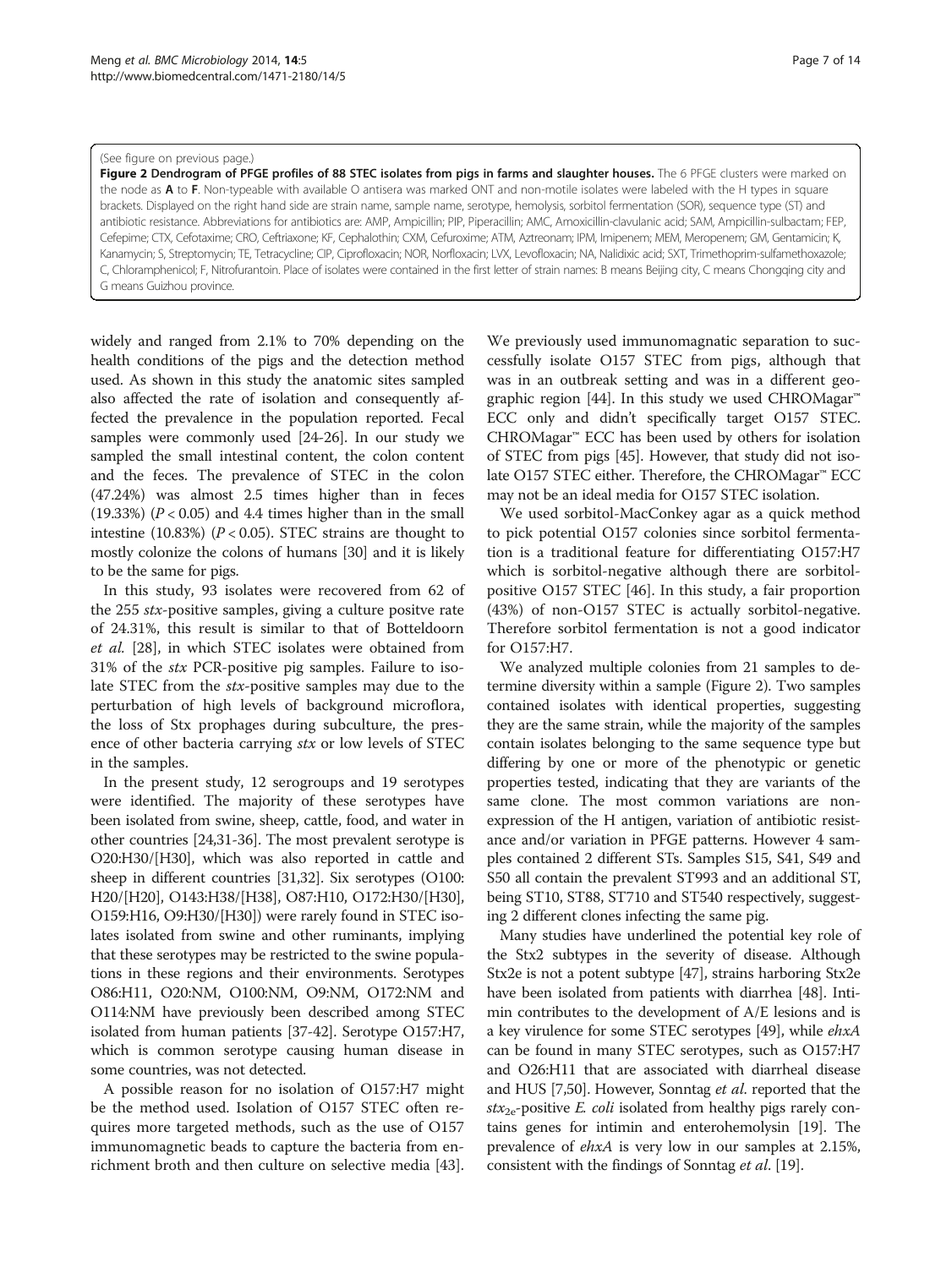(See figure on previous page.)

**Figure 2 Dendrogram of PFGE profiles of 88 STEC isolates from pigs in farms and slaughter houses.** The 6 PFGE clusters were marked on the node as **A** to **F**. Non-typeable with available O antisera was marked ONT and non-motile isolates were labeled with the H types in square brackets. Displayed on the right hand side are strain name, sample name, serotype, hemolysis, sorbitol fermentation (SOR), sequence type (ST) and antibiotic resistance. Abbreviations for antibiotics are: AMP, Ampicillin; PIP, Piperacillin; AMC, Amoxicillin-clavulanic acid; SAM, Ampicillin-sulbactam; FEP, Cefepime; CTX, Cefotaxime; CRO, Ceftriaxone; KF, Cephalothin; CXM, Cefuroxime; ATM, Aztreonam; IPM, Imipenem; MEM, Meropenem; GM, Gentamicin; K, Kanamycin; S, Streptomycin; TE, Tetracycline; CIP, Ciprofloxacin; NOR, Norfloxacin; LVX, Levofloxacin; NA, Nalidixic acid; SXT, Trimethoprim-sulfamethoxazole; C, Chloramphenicol; F, Nitrofurantoin. Place of isolates were contained in the first letter of strain names: B means Beijing city, C means Chongqing city and G means Guizhou province.

widely and ranged from 2.1% to 70% depending on the health conditions of the pigs and the detection method used. As shown in this study the anatomic sites sampled also affected the rate of isolation and consequently affected the prevalence in the population reported. Fecal samples were commonly used [24-26]. In our study we sampled the small intestinal content, the colon content and the feces. The prevalence of STEC in the colon (47.24%) was almost 2.5 times higher than in feces (19.33%) ($P < 0.05$) and 4.4 times higher than in the small intestine (10.83%) ($P < 0.05$). STEC strains are thought to mostly colonize the colons of humans [30] and it is likely to be the same for pigs.

In this study, 93 isolates were recovered from 62 of the 255 *stx*-positive samples, giving a culture positve rate of 24.31%, this result is similar to that of Botteldoorn *et al.* [28], in which STEC isolates were obtained from 31% of the *stx* PCR-positive pig samples. Failure to isolate STEC from the *stx*-positive samples may due to the perturbation of high levels of background microflora, the loss of Stx prophages during subculture, the presence of other bacteria carrying *stx* or low levels of STEC in the samples.

In the present study, 12 serogroups and 19 serotypes were identified. The majority of these serotypes have been isolated from swine, sheep, cattle, food, and water in other countries [24,31-36]. The most prevalent serotype is O20:H30/[H30], which was also reported in cattle and sheep in different countries [31,32]. Six serotypes (O100:H20/[H20], O143:H38/[H38], O87:H10, O172:H30/[H30], O159:H16, O9:H30/[H30]) were rarely found in STEC isolates isolated from swine and other ruminants, implying that these serotypes may be restricted to the swine populations in these regions and their environments. Serotypes O86:H11, O20:NM, O100:NM, O9:NM, O172:NM and O114:NM have previously been described among STEC isolated from human patients [37-42]. Serotype O157:H7, which is common serotype causing human disease in some countries, was not detected.

A possible reason for no isolation of O157:H7 might be the method used. Isolation of O157 STEC often requires more targeted methods, such as the use of O157 immunomagnetic beads to capture the bacteria from enrichment broth and then culture on selective media [43]. We previously used immunomagnatic separation to successfully isolate O157 STEC from pigs, although that was in an outbreak setting and was in a different geographic region [44]. In this study we used CHROMagar™ ECC only and didn't specifically target O157 STEC. CHROMagar™ ECC has been used by others for isolation of STEC from pigs [45]. However, that study did not isolate O157 STEC either. Therefore, the CHROMagar™ ECC may not be an ideal media for O157 STEC isolation.

We used sorbitol-MacConkey agar as a quick method to pick potential O157 colonies since sorbitol fermentation is a traditional feature for differentiating O157:H7 which is sorbitol-negative although there are sorbitol-positive O157 STEC [46]. In this study, a fair proportion (43%) of non-O157 STEC is actually sorbitol-negative. Therefore sorbitol fermentation is not a good indicator for O157:H7.

We analyzed multiple colonies from 21 samples to determine diversity within a sample (Figure 2). Two samples contained isolates with identical properties, suggesting they are the same strain, while the majority of the samples contain isolates belonging to the same sequence type but differing by one or more of the phenotypic or genetic properties tested, indicating that they are variants of the same clone. The most common variations are non-expression of the H antigen, variation of antibiotic resistance and/or variation in PFGE patterns. However 4 samples contained 2 different STs. Samples S15, S41, S49 and S50 all contain the prevalent ST993 and an additional ST, being ST10, ST88, ST710 and ST540 respectively, suggesting 2 different clones infecting the same pig.

Many studies have underlined the potential key role of the Stx2 subtypes in the severity of disease. Although Stx2e is not a potent subtype [47], strains harboring Stx2e have been isolated from patients with diarrhea [48]. Intimin contributes to the development of A/E lesions and is a key virulence for some STEC serotypes [49], while *ehxA* can be found in many STEC serotypes, such as O157:H7 and O26:H11 that are associated with diarrheal disease and HUS [7,50]. However, Sonntag *et al.* reported that the $stx_{2e}$-positive *E. coli* isolated from healthy pigs rarely contains genes for intimin and enterohemolysin [19]. The prevalence of *ehxA* is very low in our samples at 2.15%, consistent with the findings of Sonntag *et al.* [19].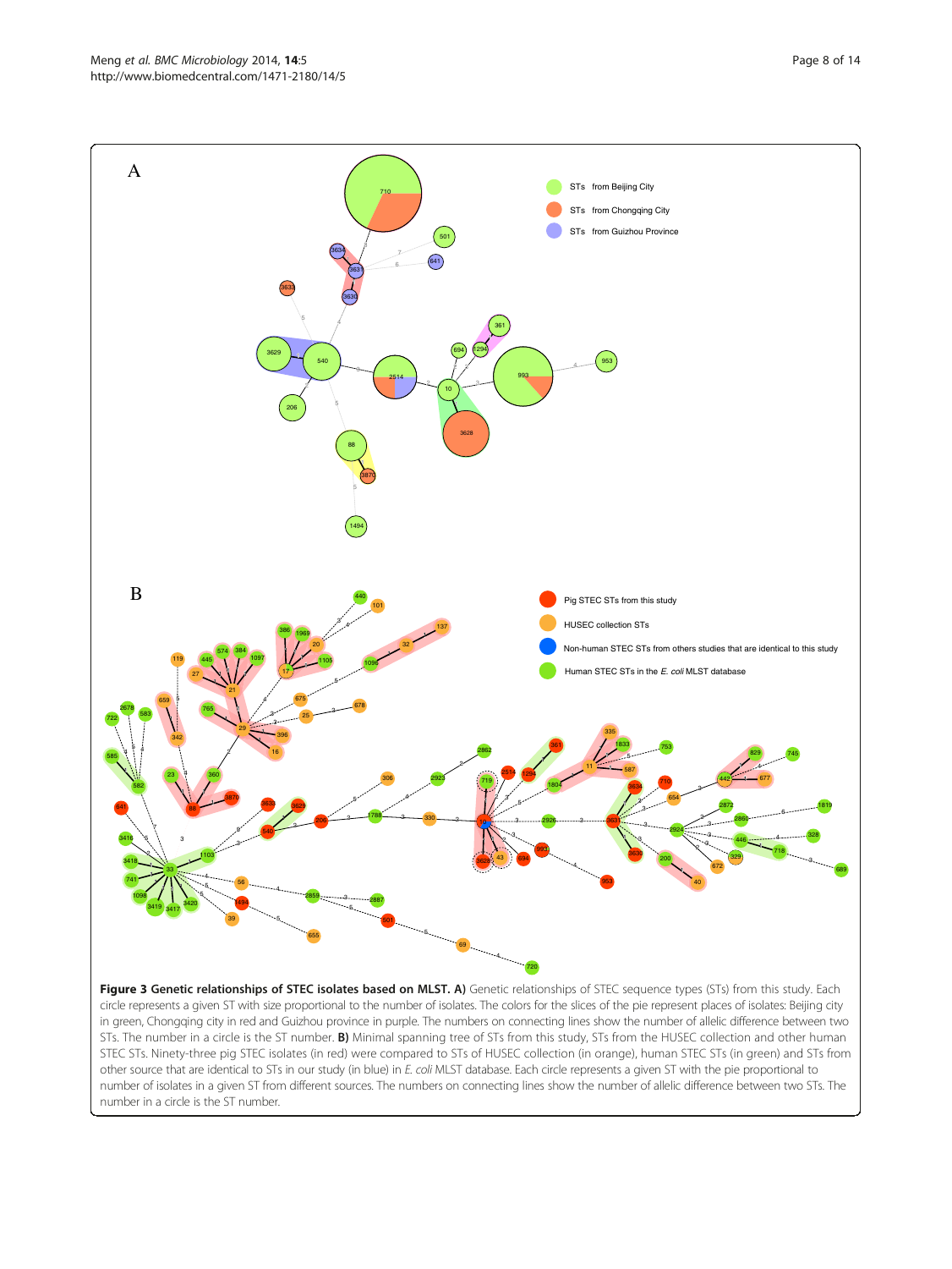**Figure 3 Genetic relationships of STEC isolates based on MLST. A)** Genetic relationships of STEC sequence types (STs) from this study. Each circle represents a given ST with size proportional to the number of isolates. The colors for the slices of the pie represent places of isolates: Beijing city in green, Chongqing city in red and Guizhou province in purple. The numbers on connecting lines show the number of allelic difference between two STs. The number in a circle is the ST number. **B)** Minimal spanning tree of STs from this study, STs from the HUSEC collection and other human STEC STs. Ninety-three pig STEC isolates (in red) were compared to STs of HUSEC collection (in orange), human STEC STs (in green) and STs from other source that are identical to STs in our study (in blue) in *E. coli* MLST database. Each circle represents a given ST with the pie proportional to number of isolates in a given ST from different sources. The numbers on connecting lines show the number of allelic difference between two STs. The number in a circle is the ST number.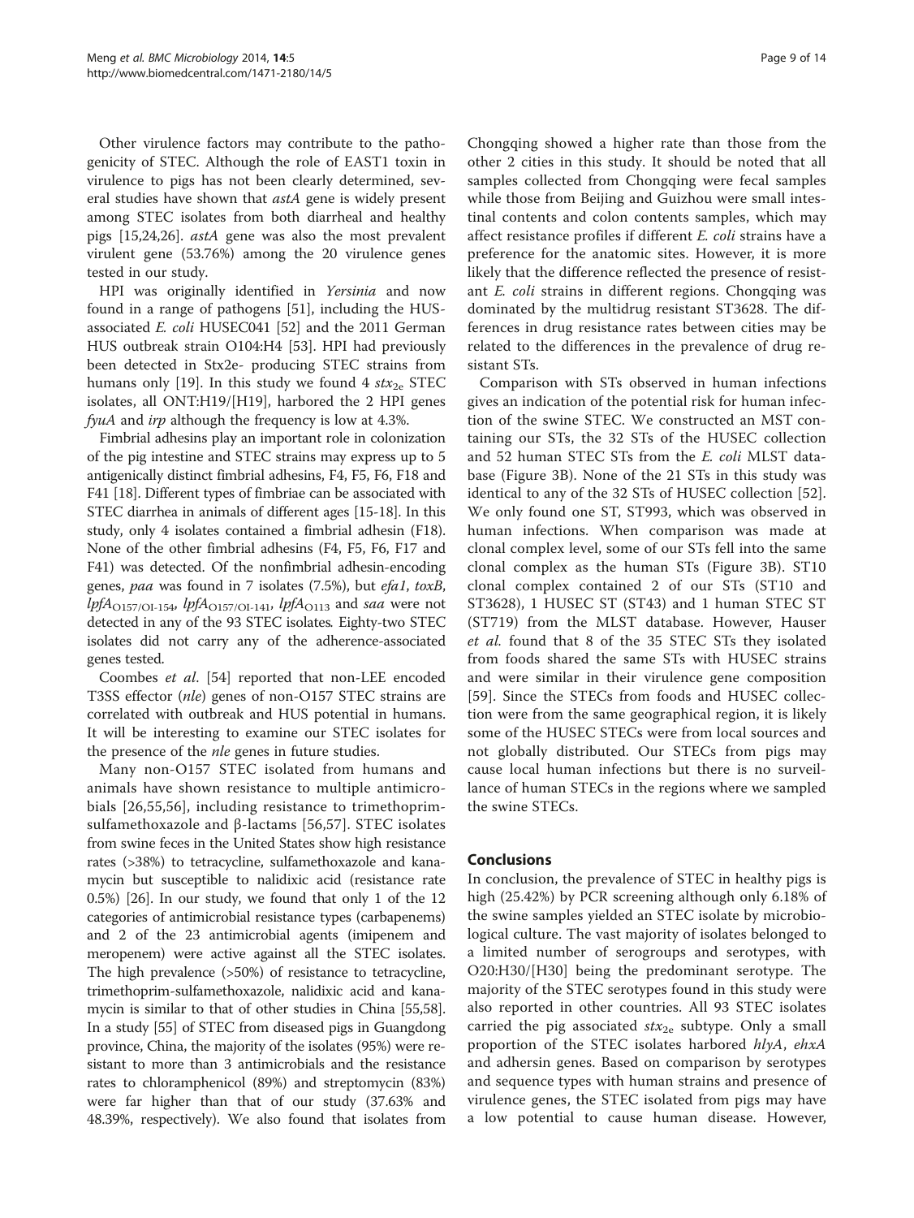Other virulence factors may contribute to the pathogenicity of STEC. Although the role of EAST1 toxin in virulence to pigs has not been clearly determined, several studies have shown that *astA* gene is widely present among STEC isolates from both diarrheal and healthy pigs [15,24,26]. *astA* gene was also the most prevalent virulent gene (53.76%) among the 20 virulence genes tested in our study.

HPI was originally identified in *Yersinia* and now found in a range of pathogens [51], including the HUS-associated *E. coli* HUSEC041 [52] and the 2011 German HUS outbreak strain O104:H4 [53]. HPI had previously been detected in Stx2e- producing STEC strains from humans only [19]. In this study we found 4 $stx_{2e}$ STEC isolates, all ONT:H19/[H19], harbored the 2 HPI genes *fyuA* and *irp* although the frequency is low at 4.3%.

Fimbrial adhesins play an important role in colonization of the pig intestine and STEC strains may express up to 5 antigenically distinct fimbrial adhesins, F4, F5, F6, F18 and F41 [18]. Different types of fimbriae can be associated with STEC diarrhea in animals of different ages [15-18]. In this study, only 4 isolates contained a fimbrial adhesin (F18). None of the other fimbrial adhesins (F4, F5, F6, F17 and F41) was detected. Of the nonfimbrial adhesin-encoding genes, *paa* was found in 7 isolates (7.5%), but *efa1*, *toxB*, $lpfA_{O157/OI-154}$, $lpfA_{O157/OI-141}$, $lpfA_{O113}$ and *saa* were not detected in any of the 93 STEC isolates. Eighty-two STEC isolates did not carry any of the adherence-associated genes tested.

Coombes *et al.* [54] reported that non-LEE encoded T3SS effector (*nle*) genes of non-O157 STEC strains are correlated with outbreak and HUS potential in humans. It will be interesting to examine our STEC isolates for the presence of the *nle* genes in future studies.

Many non-O157 STEC isolated from humans and animals have shown resistance to multiple antimicrobials [26,55,56], including resistance to trimethoprim-sulfamethoxazole and β-lactams [56,57]. STEC isolates from swine feces in the United States show high resistance rates (>38%) to tetracycline, sulfamethoxazole and kanamycin but susceptible to nalidixic acid (resistance rate 0.5%) [26]. In our study, we found that only 1 of the 12 categories of antimicrobial resistance types (carbapenems) and 2 of the 23 antimicrobial agents (imipenem and meropenem) were active against all the STEC isolates. The high prevalence (>50%) of resistance to tetracycline, trimethoprim-sulfamethoxazole, nalidixic acid and kanamycin is similar to that of other studies in China [55,58]. In a study [55] of STEC from diseased pigs in Guangdong province, China, the majority of the isolates (95%) were resistant to more than 3 antimicrobials and the resistance rates to chloramphenicol (89%) and streptomycin (83%) were far higher than that of our study (37.63% and 48.39%, respectively). We also found that isolates from Chongqing showed a higher rate than those from the other 2 cities in this study. It should be noted that all samples collected from Chongqing were fecal samples while those from Beijing and Guizhou were small intestinal contents and colon contents samples, which may affect resistance profiles if different *E. coli* strains have a preference for the anatomic sites. However, it is more likely that the difference reflected the presence of resistant *E. coli* strains in different regions. Chongqing was dominated by the multidrug resistant ST3628. The differences in drug resistance rates between cities may be related to the differences in the prevalence of drug resistant STs.

Comparison with STs observed in human infections gives an indication of the potential risk for human infection of the swine STEC. We constructed an MST containing our STs, the 32 STs of the HUSEC collection and 52 human STEC STs from the *E. coli* MLST database (Figure 3B). None of the 21 STs in this study was identical to any of the 32 STs of HUSEC collection [52]. We only found one ST, ST993, which was observed in human infections. When comparison was made at clonal complex level, some of our STs fell into the same clonal complex as the human STs (Figure 3B). ST10 clonal complex contained 2 of our STs (ST10 and ST3628), 1 HUSEC ST (ST43) and 1 human STEC ST (ST719) from the MLST database. However, Hauser *et al.* found that 8 of the 35 STEC STs they isolated from foods shared the same STs with HUSEC strains and were similar in their virulence gene composition [59]. Since the STECs from foods and HUSEC collection were from the same geographical region, it is likely some of the HUSEC STECs were from local sources and not globally distributed. Our STECs from pigs may cause local human infections but there is no surveillance of human STECs in the regions where we sampled the swine STECs.

## Conclusions

In conclusion, the prevalence of STEC in healthy pigs is high (25.42%) by PCR screening although only 6.18% of the swine samples yielded an STEC isolate by microbiological culture. The vast majority of isolates belonged to a limited number of serogroups and serotypes, with O20:H30/[H30] being the predominant serotype. The majority of the STEC serotypes found in this study were also reported in other countries. All 93 STEC isolates carried the pig associated $stx_{2e}$ subtype. Only a small proportion of the STEC isolates harbored *hlyA*, *ehxA* and adhersin genes. Based on comparison by serotypes and sequence types with human strains and presence of virulence genes, the STEC isolated from pigs may have a low potential to cause human disease. However,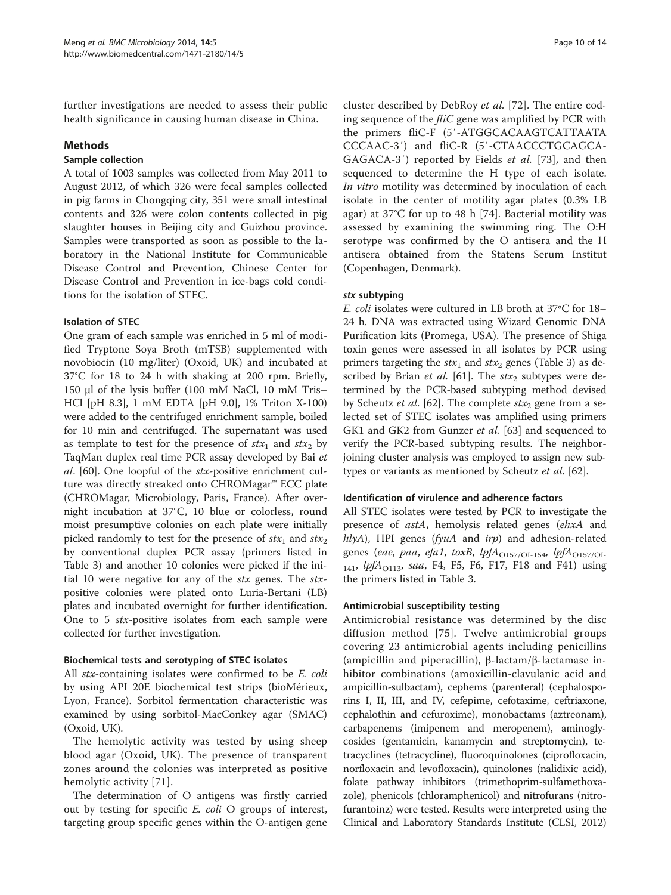further investigations are needed to assess their public health significance in causing human disease in China.

## Methods

### Sample collection

A total of 1003 samples was collected from May 2011 to August 2012, of which 326 were fecal samples collected in pig farms in Chongqing city, 351 were small intestinal contents and 326 were colon contents collected in pig slaughter houses in Beijing city and Guizhou province. Samples were transported as soon as possible to the laboratory in the National Institute for Communicable Disease Control and Prevention, Chinese Center for Disease Control and Prevention in ice-bags cold conditions for the isolation of STEC.

### Isolation of STEC

One gram of each sample was enriched in 5 ml of modified Tryptone Soya Broth (mTSB) supplemented with novobiocin (10 mg/liter) (Oxoid, UK) and incubated at 37°C for 18 to 24 h with shaking at 200 rpm. Briefly, 150 μl of the lysis buffer (100 mM NaCl, 10 mM Tris–HCl [pH 8.3], 1 mM EDTA [pH 9.0], 1% Triton X-100) were added to the centrifuged enrichment sample, boiled for 10 min and centrifuged. The supernatant was used as template to test for the presence of $stx_1$ and $stx_2$ by TaqMan duplex real time PCR assay developed by Bai *et al*. [60]. One loopful of the *stx*-positive enrichment culture was directly streaked onto CHROMagar™ ECC plate (CHROMagar, Microbiology, Paris, France). After overnight incubation at 37°C, 10 blue or colorless, round moist presumptive colonies on each plate were initially picked randomly to test for the presence of $stx_1$ and $stx_2$ by conventional duplex PCR assay (primers listed in Table 3) and another 10 colonies were picked if the initial 10 were negative for any of the *stx* genes. The *stx*-positive colonies were plated onto Luria-Bertani (LB) plates and incubated overnight for further identification. One to 5 *stx*-positive isolates from each sample were collected for further investigation.

### Biochemical tests and serotyping of STEC isolates

All *stx*-containing isolates were confirmed to be *E. coli* by using API 20E biochemical test strips (bioMérieux, Lyon, France). Sorbitol fermentation characteristic was examined by using sorbitol-MacConkey agar (SMAC) (Oxoid, UK).

The hemolytic activity was tested by using sheep blood agar (Oxoid, UK). The presence of transparent zones around the colonies was interpreted as positive hemolytic activity [71].

The determination of O antigens was firstly carried out by testing for specific *E. coli* O groups of interest, targeting group specific genes within the O-antigen gene cluster described by DebRoy *et al.* [72]. The entire coding sequence of the *fliC* gene was amplified by PCR with the primers fliC-F (5′-ATGGCACAAGTCATTAATA CCCAAC-3′) and fliC-R (5′-CTAACCCTGCAGCA-GAGACA-3′) reported by Fields *et al.* [73], and then sequenced to determine the H type of each isolate. *In vitro* motility was determined by inoculation of each isolate in the center of motility agar plates (0.3% LB agar) at 37°C for up to 48 h [74]. Bacterial motility was assessed by examining the swimming ring. The O:H serotype was confirmed by the O antisera and the H antisera obtained from the Statens Serum Institut (Copenhagen, Denmark).

### *stx* subtyping

*E. coli* isolates were cultured in LB broth at 37ºC for 18–24 h. DNA was extracted using Wizard Genomic DNA Purification kits (Promega, USA). The presence of Shiga toxin genes were assessed in all isolates by PCR using primers targeting the $stx_1$ and $stx_2$ genes (Table 3) as described by Brian *et al.* [61]. The $stx_2$ subtypes were determined by the PCR-based subtyping method devised by Scheutz *et al*. [62]. The complete $stx_2$ gene from a selected set of STEC isolates was amplified using primers GK1 and GK2 from Gunzer *et al.* [63] and sequenced to verify the PCR-based subtyping results. The neighbor-joining cluster analysis was employed to assign new subtypes or variants as mentioned by Scheutz *et al*. [62].

### Identification of virulence and adherence factors

All STEC isolates were tested by PCR to investigate the presence of *astA*, hemolysis related genes (*ehxA* and *hlyA*), HPI genes (*fyuA* and *irp*) and adhesion-related genes (*eae*, *paa*, *efa1*, *toxB*, $lpfA_{O157/OI-154}$, $lpfA_{O157/OI-141}$, $lpfA_{O113}$, *saa*, F4, F5, F6, F17, F18 and F41) using the primers listed in Table 3.

### Antimicrobial susceptibility testing

Antimicrobial resistance was determined by the disc diffusion method [75]. Twelve antimicrobial groups covering 23 antimicrobial agents including penicillins (ampicillin and piperacillin), β-lactam/β-lactamase inhibitor combinations (amoxicillin-clavulanic acid and ampicillin-sulbactam), cephems (parenteral) (cephalosporins I, II, III, and IV, cefepime, cefotaxime, ceftriaxone, cephalothin and cefuroxime), monobactams (aztreonam), carbapenems (imipenem and meropenem), aminoglycosides (gentamicin, kanamycin and streptomycin), tetracyclines (tetracycline), fluoroquinolones (ciprofloxacin, norfloxacin and levofloxacin), quinolones (nalidixic acid), folate pathway inhibitors (trimethoprim-sulfamethoxazole), phenicols (chloramphenicol) and nitrofurans (nitrofurantoinz) were tested. Results were interpreted using the Clinical and Laboratory Standards Institute (CLSI, 2012)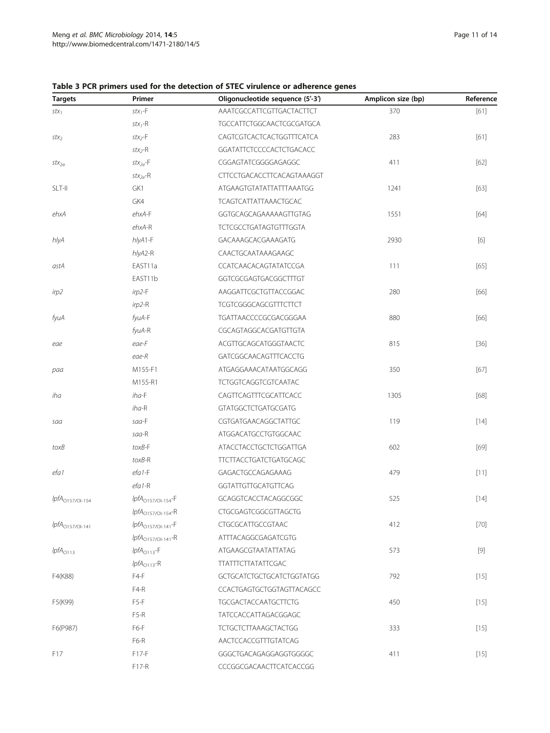**Table 3 PCR primers used for the detection of STEC virulence or adherence genes**

| Targets | Primer | Oligonucleotide sequence (5'-3') | Amplicon size (bp) | Reference |
|---|---|---|---|---|
| *stx*$_1$ | *stx*$_1$-F | AAATCGCCATTCGTTGACTACTTCT | 370 | [61] |
| | *stx*$_1$-R | TGCCATTCTGGCAACTCGCGATGCA | | |
| *stx*$_2$ | *stx*$_2$-F | CAGTCGTCACTCACTGGTTTCATCA | 283 | [61] |
| | *stx*$_2$-R | GGATATTCTCCCCACTCTGACACC | | |
| *stx*$_{2e}$ | *stx*$_{2e}$-F | CGGAGTATCGGGGAGAGGC | 411 | [62] |
| | *stx*$_{2e}$-R | CTTCCTGACACCTTCACAGTAAAGGT | | |
| SLT-II | GK1 | ATGAAGTGTATATTATTTAAATGG | 1241 | [63] |
| | GK4 | TCAGTCATTATTAAACTGCAC | | |
| *ehxA* | *ehxA*-F | GGTGCAGCAGAAAAAGTTGTAG | 1551 | [64] |
| | *ehxA*-R | TCTCGCCTGATAGTGTTTGGTA | | |
| *hlyA* | *hlyA*1-F | GACAAAGCACGAAAGATG | 2930 | [6] |
| | *hlyA*2-R | CAACTGCAATAAAGAAGC | | |
| *astA* | EAST11a | CCATCAACACAGTATATCCGA | 111 | [65] |
| | EAST11b | GGTCGCGAGTGACGGCTTTGT | | |
| *irp2* | *irp2*-F | AAGGATTCGCTGTTACCGGAC | 280 | [66] |
| | *irp2*-R | TCGTCGGGCAGCGTTTCTTCT | | |
| *fyuA* | *fyuA*-F | TGATTAACCCCGCGACGGGAA | 880 | [66] |
| | *fyuA*-R | CGCAGTAGGCACGATGTTGTA | | |
| *eae* | *eae-F* | ACGTTGCAGCATGGGTAACTC | 815 | [36] |
| | *eae-R* | GATCGGCAACAGTTTCACCTG | | |
| *paa* | M155-F1 | ATGAGGAAACATAATGGCAGG | 350 | [67] |
| | M155-R1 | TCTGGTCAGGTCGTCAATAC | | |
| *iha* | *iha*-F | CAGTTCAGTTTCGCATTCACC | 1305 | [68] |
| | *iha*-R | GTATGGCTCTGATGCGATG | | |
| *saa* | *saa*-F | CGTGATGAACAGGCTATTGC | 119 | [14] |
| | *saa*-R | ATGGACATGCCTGTGGCAAC | | |
| *toxB* | *toxB*-F | ATACCTACCTGCTCTGGATTGA | 602 | [69] |
| | *toxB*-R | TTCTTACCTGATCTGATGCAGC | | |
| *efa1* | *efa1*-F | GAGACTGCCAGAGAAAG | 479 | [11] |
| | *efa1*-R | GGTATTGTTGCATGTTCAG | | |
| *lpfA*$_{O157/OI-154}$ | *lpfA*$_{O157/OI-154}$-F | GCAGGTCACCTACAGGCGGC | 525 | [14] |
| | *lpfA*$_{O157/OI-154}$-R | CTGCGAGTCGGCGTTAGCTG | | |
| *lpfA*$_{O157/OI-141}$ | *lpfA*$_{O157/OI-141}$-F | CTGCGCATTGCCGTAAC | 412 | [70] |
| | *lpfA*$_{O157/OI-141}$-R | ATTTACAGGCGAGATCGTG | | |
| *lpfA*$_{O113}$ | *lpfA*$_{O113}$-F | ATGAAGCGTAATATTATAG | 573 | [9] |
| | *lpfA*$_{O113}$-R | TTATTTCTTATATTCGAC | | |
| F4(K88) | F4-F | GCTGCATCTGCTGCATCTGGTATGG | 792 | [15] |
| | F4-R | CCACTGAGTGCTGGTAGTTACAGCC | | |
| F5(K99) | F5-F | TGCGACTACCAATGCTTCTG | 450 | [15] |
| | F5-R | TATCCACCATTAGACGGAGC | | |
| F6(P987) | F6-F | TCTGCTCTTAAAGCTACTGG | 333 | [15] |
| | F6-R | AACTCCACCGTTTGTATCAG | | |
| F17 | F17-F | GGGCTGACAGAGGAGGTGGGGC | 411 | [15] |
| | F17-R | CCCGGCGACAACTTCATCACCGG | | |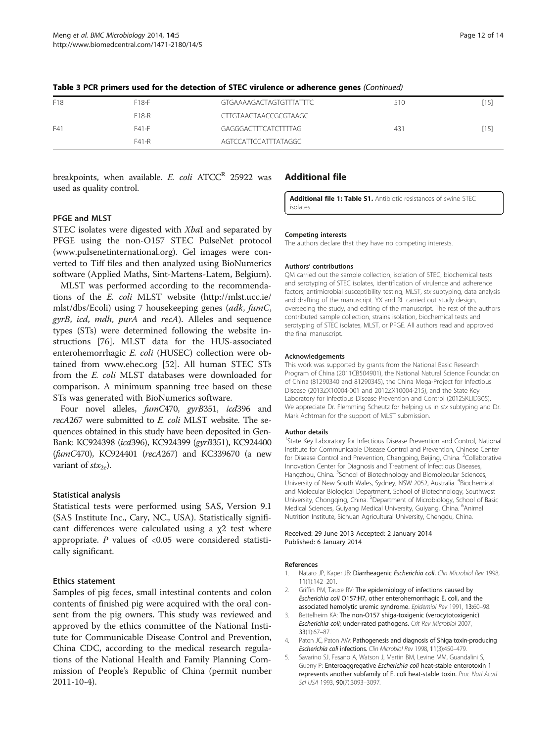**Table 3 PCR primers used for the detection of STEC virulence or adherence genes** *(Continued)*

| | | | | |
|---|---|---|---|---|
| F18 | F18-F | GTGAAAAGACTAGTGTTTATTTC | 510 | [15] |
| | F18-R | CTTGTAAGTAACCGCGTAAGC | | |
| F41 | F41-F | GAGGGACTTTCATCTTTTAG | 431 | [15] |
| | F41-R | AGTCCATTCCATTTATAGGC | | |

breakpoints, when available. *E. coli* ATCC[R] 25922 was used as quality control.

### PFGE and MLST

STEC isolates were digested with *Xba*I and separated by PFGE using the non-O157 STEC PulseNet protocol (www.pulsenetinternational.org). Gel images were converted to Tiff files and then analyzed using BioNumerics software (Applied Maths, Sint-Martens-Latem, Belgium).

MLST was performed according to the recommendations of the *E. coli* MLST website (http://mlst.ucc.ie/mlst/dbs/Ecoli) using 7 housekeeping genes (*adk*, *fumC*, *gyrB*, *icd*, *mdh*, *purA* and *recA*). Alleles and sequence types (STs) were determined following the website instructions [76]. MLST data for the HUS-associated enterohemorrhagic *E. coli* (HUSEC) collection were obtained from www.ehec.org [52]. All human STEC STs from the *E. coli* MLST databases were downloaded for comparison. A minimum spanning tree based on these STs was generated with BioNumerics software.

Four novel alleles, *fumC*470, *gyrB*351, *icd*396 and *recA*267 were submitted to *E. coli* MLST website. The sequences obtained in this study have been deposited in GenBank: KC924398 (*icd*396), KC924399 (*gyrB*351), KC924400 (*fumC*470), KC924401 (*recA*267) and KC339670 (a new variant of $stx_{2e}$).

### Statistical analysis

Statistical tests were performed using SAS, Version 9.1 (SAS Institute Inc., Cary, NC., USA). Statistically significant differences were calculated using a $\chi 2$ test where appropriate. *P* values of <0.05 were considered statistically significant.

### Ethics statement

Samples of pig feces, small intestinal contents and colon contents of finished pig were acquired with the oral consent from the pig owners. This study was reviewed and approved by the ethics committee of the National Institute for Communicable Disease Control and Prevention, China CDC, according to the medical research regulations of the National Health and Family Planning Commission of People's Republic of China (permit number 2011-10-4).

## Additional file

**Additional file 1: Table S1.** Antibiotic resistances of swine STEC isolates.

#### Competing interests
The authors declare that they have no competing interests.

#### Authors' contributions
QM carried out the sample collection, isolation of STEC, biochemical tests and serotyping of STEC isolates, identification of virulence and adherence factors, antimicrobial susceptibility testing, MLST, *stx* subtyping, data analysis and drafting of the manuscript. YX and RL carried out study design, overseeing the study, and editing of the manuscript. The rest of the authors contributed sample collection, strains isolation, biochemical tests and serotyping of STEC isolates, MLST, or PFGE. All authors read and approved the final manuscript.

#### Acknowledgements
This work was supported by grants from the National Basic Research Program of China (2011CB504901), the National Natural Science Foundation of China (81290340 and 81290345), the China Mega-Project for Infectious Disease (2013ZX10004-001 and 2012ZX10004-215), and the State Key Laboratory for Infectious Disease Prevention and Control (2012SKLID305). We appreciate Dr. Flemming Scheutz for helping us in *stx* subtyping and Dr. Mark Achtman for the support of MLST submission.

#### Author details
[1]State Key Laboratory for Infectious Disease Prevention and Control, National Institute for Communicable Disease Control and Prevention, Chinese Center for Disease Control and Prevention, Changping, Beijing, China. [2]Collaborative Innovation Center for Diagnosis and Treatment of Infectious Diseases, Hangzhou, China. [3]School of Biotechnology and Biomolecular Sciences, University of New South Wales, Sydney, NSW 2052, Australia. [4]Biochemical and Molecular Biological Department, School of Biotechnology, Southwest University, Chongqing, China. [5]Department of Microbiology, School of Basic Medical Sciences, Guiyang Medical University, Guiyang, China. [6]Animal Nutrition Institute, Sichuan Agricultural University, Chengdu, China.

Received: 29 June 2013 Accepted: 2 January 2014
Published: 6 January 2014

#### References

1. Nataro JP, Kaper JB: **Diarrheagenic *Escherichia coli*.** *Clin Microbiol Rev* 1998, **11**(1):142–201.
2. Griffin PM, Tauxe RV: **The epidemiology of infections caused by *Escherichia coli* O157:H7, other enterohemorrhagic E. coli, and the associated hemolytic uremic syndrome.** *Epidemiol Rev* 1991, **13**:60–98.
3. Bettelheim KA: **The non-O157 shiga-toxigenic (verocytotoxigenic) *Escherichia coli*; under-rated pathogens.** *Crit Rev Microbiol* 2007, **33**(1):67–87.
4. Paton JC, Paton AW: **Pathogenesis and diagnosis of Shiga toxin-producing *Escherichia coli* infections.** *Clin Microbiol Rev* 1998, **11**(3):450–479.
5. Savarino SJ, Fasano A, Watson J, Martin BM, Levine MM, Guandalini S, Guerry P: **Enteroaggregative *Escherichia coli* heat-stable enterotoxin 1 represents another subfamily of E. coli heat-stable toxin.** *Proc Natl Acad Sci USA* 1993, **90**(7):3093–3097.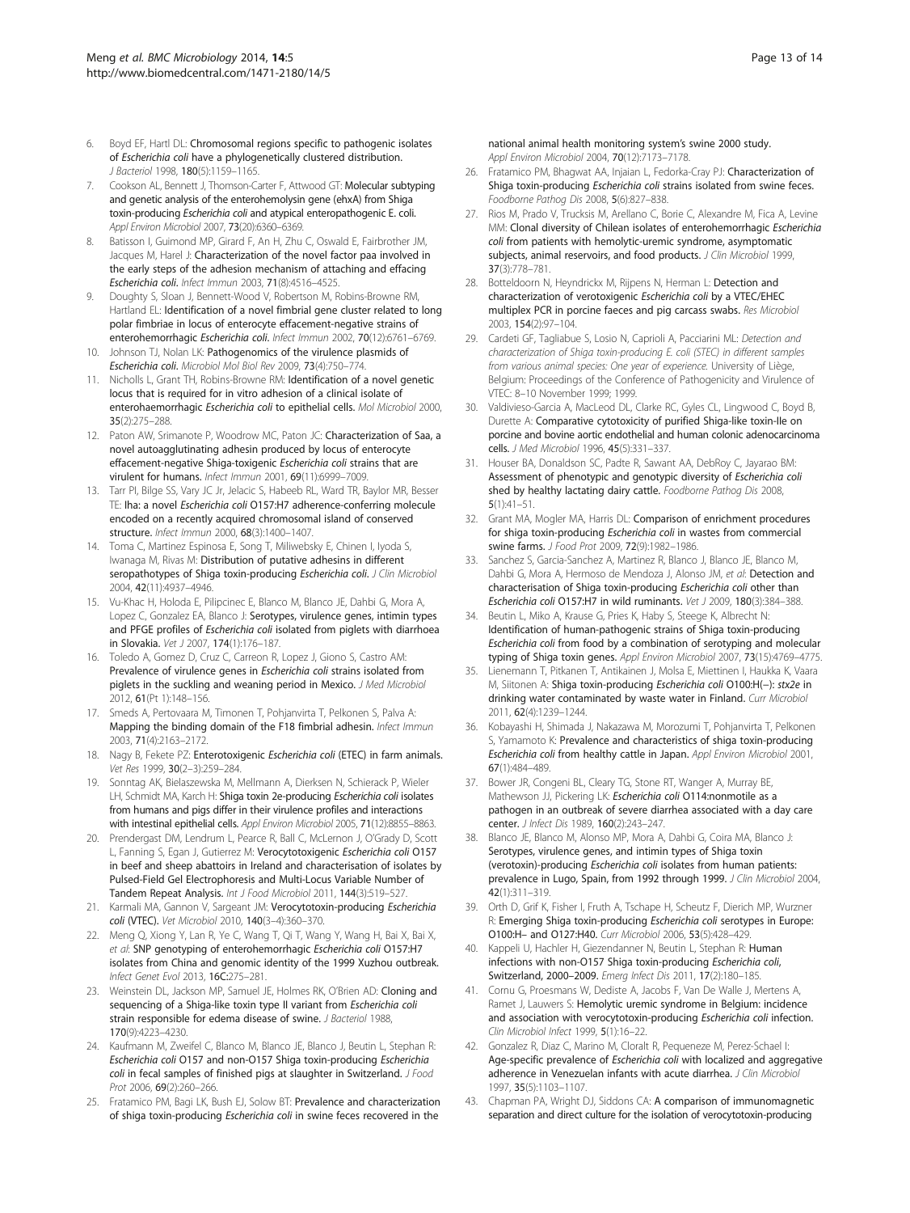6. Boyd EF, Hartl DL: **Chromosomal regions specific to pathogenic isolates of *Escherichia coli* have a phylogenetically clustered distribution.** *J Bacteriol* 1998, **180**(5):1159–1165.
7. Cookson AL, Bennett J, Thomson-Carter F, Attwood GT: **Molecular subtyping and genetic analysis of the enterohemolysin gene (ehxA) from Shiga toxin-producing *Escherichia coli* and atypical enteropathogenic E. coli.** *Appl Environ Microbiol* 2007, **73**(20):6360–6369.
8. Batisson I, Guimond MP, Girard F, An H, Zhu C, Oswald E, Fairbrother JM, Jacques M, Harel J: **Characterization of the novel factor paa involved in the early steps of the adhesion mechanism of attaching and effacing *Escherichia coli*.** *Infect Immun* 2003, **71**(8):4516–4525.
9. Doughty S, Sloan J, Bennett-Wood V, Robertson M, Robins-Browne RM, Hartland EL: **Identification of a novel fimbrial gene cluster related to long polar fimbriae in locus of enterocyte effacement-negative strains of enterohemorrhagic *Escherichia coli*.** *Infect Immun* 2002, **70**(12):6761–6769.
10. Johnson TJ, Nolan LK: **Pathogenomics of the virulence plasmids of *Escherichia coli*.** *Microbiol Mol Biol Rev* 2009, **73**(4):750–774.
11. Nicholls L, Grant TH, Robins-Browne RM: **Identification of a novel genetic locus that is required for in vitro adhesion of a clinical isolate of enterohaemorrhagic *Escherichia coli* to epithelial cells.** *Mol Microbiol* 2000, **35**(2):275–288.
12. Paton AW, Srimanote P, Woodrow MC, Paton JC: **Characterization of Saa, a novel autoagglutinating adhesin produced by locus of enterocyte effacement-negative Shiga-toxigenic *Escherichia coli* strains that are virulent for humans.** *Infect Immun* 2001, **69**(11):6999–7009.
13. Tarr PI, Bilge SS, Vary JC Jr, Jelacic S, Habeeb RL, Ward TR, Baylor MR, Besser TE: **Iha: a novel *Escherichia coli* O157:H7 adherence-conferring molecule encoded on a recently acquired chromosomal island of conserved structure.** *Infect Immun* 2000, **68**(3):1400–1407.
14. Toma C, Martinez Espinosa E, Song T, Miliwebsky E, Chinen I, Iyoda S, Iwanaga M, Rivas M: **Distribution of putative adhesins in different seropathotypes of Shiga toxin-producing *Escherichia coli*.** *J Clin Microbiol* 2004, **42**(11):4937–4946.
15. Vu-Khac H, Holoda E, Pilipcinec E, Blanco M, Blanco JE, Dahbi G, Mora A, Lopez C, Gonzalez EA, Blanco J: **Serotypes, virulence genes, intimin types and PFGE profiles of *Escherichia coli* isolated from piglets with diarrhoea in Slovakia.** *Vet J* 2007, **174**(1):176–187.
16. Toledo A, Gomez D, Cruz C, Carreon R, Lopez J, Giono S, Castro AM: **Prevalence of virulence genes in *Escherichia coli* strains isolated from piglets in the suckling and weaning period in Mexico.** *J Med Microbiol* 2012, **61**(Pt 1):148–156.
17. Smeds A, Pertovaara M, Timonen T, Pohjanvirta T, Pelkonen S, Palva A: **Mapping the binding domain of the F18 fimbrial adhesin.** *Infect Immun* 2003, **71**(4):2163–2172.
18. Nagy B, Fekete PZ: **Enterotoxigenic *Escherichia coli* (ETEC) in farm animals.** *Vet Res* 1999, **30**(2–3):259–284.
19. Sonntag AK, Bielaszewska M, Mellmann A, Dierksen N, Schierack P, Wieler LH, Schmidt MA, Karch H: **Shiga toxin 2e-producing *Escherichia coli* isolates from humans and pigs differ in their virulence profiles and interactions with intestinal epithelial cells.** *Appl Environ Microbiol* 2005, **71**(12):8855–8863.
20. Prendergast DM, Lendrum L, Pearce R, Ball C, McLernon J, O'Grady D, Scott L, Fanning S, Egan J, Gutierrez M: **Verocytotoxigenic *Escherichia coli* O157 in beef and sheep abattoirs in Ireland and characterisation of isolates by Pulsed-Field Gel Electrophoresis and Multi-Locus Variable Number of Tandem Repeat Analysis.** *Int J Food Microbiol* 2011, **144**(3):519–527.
21. Karmali MA, Gannon V, Sargeant JM: **Verocytotoxin-producing *Escherichia coli* (VTEC).** *Vet Microbiol* 2010, **140**(3–4):360–370.
22. Meng Q, Xiong Y, Lan R, Ye C, Wang T, Qi T, Wang Y, Wang H, Bai X, Bai X, *et al*: **SNP genotyping of enterohemorrhagic *Escherichia coli* O157:H7 isolates from China and genomic identity of the 1999 Xuzhou outbreak.** *Infect Genet Evol* 2013, **16C**:275–281.
23. Weinstein DL, Jackson MP, Samuel JE, Holmes RK, O'Brien AD: **Cloning and sequencing of a Shiga-like toxin type II variant from *Escherichia coli* strain responsible for edema disease of swine.** *J Bacteriol* 1988, **170**(9):4223–4230.
24. Kaufmann M, Zweifel C, Blanco M, Blanco JE, Blanco J, Beutin L, Stephan R: ***Escherichia coli* O157 and non-O157 Shiga toxin-producing *Escherichia coli* in fecal samples of finished pigs at slaughter in Switzerland.** *J Food Prot* 2006, **69**(2):260–266.
25. Fratamico PM, Bagi LK, Bush EJ, Solow BT: **Prevalence and characterization of shiga toxin-producing *Escherichia coli* in swine feces recovered in the national animal health monitoring system's swine 2000 study.** *Appl Environ Microbiol* 2004, **70**(12):7173–7178.
26. Fratamico PM, Bhagwat AA, Injaian L, Fedorka-Cray PJ: **Characterization of Shiga toxin-producing *Escherichia coli* strains isolated from swine feces.** *Foodborne Pathog Dis* 2008, **5**(6):827–838.
27. Rios M, Prado V, Trucksis M, Arellano C, Borie C, Alexandre M, Fica A, Levine MM: **Clonal diversity of Chilean isolates of enterohemorrhagic *Escherichia coli* from patients with hemolytic-uremic syndrome, asymptomatic subjects, animal reservoirs, and food products.** *J Clin Microbiol* 1999, **37**(3):778–781.
28. Botteldoorn N, Heyndrickx M, Rijpens N, Herman L: **Detection and characterization of verotoxigenic *Escherichia coli* by a VTEC/EHEC multiplex PCR in porcine faeces and pig carcass swabs.** *Res Microbiol* 2003, **154**(2):97–104.
29. Cardeti GF, Tagliabue S, Losio N, Caprioli A, Pacciarini ML: *Detection and characterization of Shiga toxin-producing E. coli (STEC) in different samples from various animal species: One year of experience*. University of Liège, Belgium: Proceedings of the Conference of Pathogenicity and Virulence of VTEC: 8–10 November 1999; 1999.
30. Valdivieso-Garcia A, MacLeod DL, Clarke RC, Gyles CL, Lingwood C, Boyd B, Durette A: **Comparative cytotoxicity of purified Shiga-like toxin-IIe on porcine and bovine aortic endothelial and human colonic adenocarcinoma cells.** *J Med Microbiol* 1996, **45**(5):331–337.
31. Houser BA, Donaldson SC, Padte R, Sawant AA, DebRoy C, Jayarao BM: **Assessment of phenotypic and genotypic diversity of *Escherichia coli* shed by healthy lactating dairy cattle.** *Foodborne Pathog Dis* 2008, **5**(1):41–51.
32. Grant MA, Mogler MA, Harris DL: **Comparison of enrichment procedures for shiga toxin-producing *Escherichia coli* in wastes from commercial swine farms.** *J Food Prot* 2009, **72**(9):1982–1986.
33. Sanchez S, Garcia-Sanchez A, Martinez R, Blanco J, Blanco JE, Blanco M, Dahbi G, Mora A, Hermoso de Mendoza J, Alonso JM, *et al*: **Detection and characterisation of Shiga toxin-producing *Escherichia coli* other than *Escherichia coli* O157:H7 in wild ruminants.** *Vet J* 2009, **180**(3):384–388.
34. Beutin L, Miko A, Krause G, Pries K, Haby S, Steege K, Albrecht N: **Identification of human-pathogenic strains of Shiga toxin-producing *Escherichia coli* from food by a combination of serotyping and molecular typing of Shiga toxin genes.** *Appl Environ Microbiol* 2007, **73**(15):4769–4775.
35. Lienemann T, Pitkanen T, Antikainen J, Molsa E, Miettinen I, Haukka K, Vaara M, Siitonen A: **Shiga toxin-producing *Escherichia coli* O100:H(−): *stx2e* in drinking water contaminated by waste water in Finland.** *Curr Microbiol* 2011, **62**(4):1239–1244.
36. Kobayashi H, Shimada J, Nakazawa M, Morozumi T, Pohjanvirta T, Pelkonen S, Yamamoto K: **Prevalence and characteristics of shiga toxin-producing *Escherichia coli* from healthy cattle in Japan.** *Appl Environ Microbiol* 2001, **67**(1):484–489.
37. Bower JR, Congeni BL, Cleary TG, Stone RT, Wanger A, Murray BE, Mathewson JJ, Pickering LK: ***Escherichia coli* O114:nonmotile as a pathogen in an outbreak of severe diarrhea associated with a day care center.** *J Infect Dis* 1989, **160**(2):243–247.
38. Blanco JE, Blanco M, Alonso MP, Mora A, Dahbi G, Coira MA, Blanco J: **Serotypes, virulence genes, and intimin types of Shiga toxin (verotoxin)-producing *Escherichia coli* isolates from human patients: prevalence in Lugo, Spain, from 1992 through 1999.** *J Clin Microbiol* 2004, **42**(1):311–319.
39. Orth D, Grif K, Fisher I, Fruth A, Tschape H, Scheutz F, Dierich MP, Wurzner R: **Emerging Shiga toxin-producing *Escherichia coli* serotypes in Europe: O100:H– and O127:H40.** *Curr Microbiol* 2006, **53**(5):428–429.
40. Kappeli U, Hachler H, Giezendanner N, Beutin L, Stephan R: **Human infections with non-O157 Shiga toxin-producing *Escherichia coli*, Switzerland, 2000–2009.** *Emerg Infect Dis* 2011, **17**(2):180–185.
41. Cornu G, Proesmans W, Dediste A, Jacobs F, Van De Walle J, Mertens A, Ramet J, Lauwers S: **Hemolytic uremic syndrome in Belgium: incidence and association with verocytotoxin-producing *Escherichia coli* infection.** *Clin Microbiol Infect* 1999, **5**(1):16–22.
42. Gonzalez R, Diaz C, Marino M, Cloralt R, Pequeneze M, Perez-Schael I: **Age-specific prevalence of *Escherichia coli* with localized and aggregative adherence in Venezuelan infants with acute diarrhea.** *J Clin Microbiol* 1997, **35**(5):1103–1107.
43. Chapman PA, Wright DJ, Siddons CA: **A comparison of immunomagnetic separation and direct culture for the isolation of verocytotoxin-producing**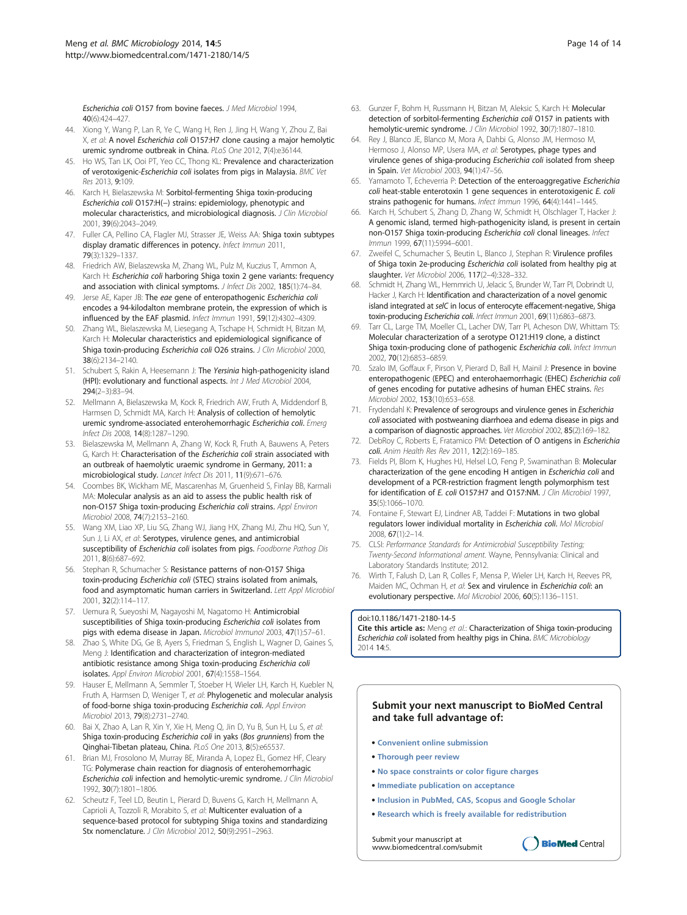*Escherichia coli* O157 from bovine faeces. *J Med Microbiol* 1994, **40**(6):424–427.

44. Xiong Y, Wang P, Lan R, Ye C, Wang H, Ren J, Jing H, Wang Y, Zhou Z, Bai X, *et al*: **A novel *Escherichia coli* O157:H7 clone causing a major hemolytic uremic syndrome outbreak in China.** *PLoS One* 2012, **7**(4):e36144.
45. Ho WS, Tan LK, Ooi PT, Yeo CC, Thong KL: **Prevalence and characterization of verotoxigenic-*Escherichia coli* isolates from pigs in Malaysia.** *BMC Vet Res* 2013, **9**:109.
46. Karch H, Bielaszewska M: **Sorbitol-fermenting Shiga toxin-producing *Escherichia coli* O157:H(−) strains: epidemiology, phenotypic and molecular characteristics, and microbiological diagnosis.** *J Clin Microbiol* 2001, **39**(6):2043–2049.
47. Fuller CA, Pellino CA, Flagler MJ, Strasser JE, Weiss AA: **Shiga toxin subtypes display dramatic differences in potency.** *Infect Immun* 2011, **79**(3):1329–1337.
48. Friedrich AW, Bielaszewska M, Zhang WL, Pulz M, Kuczius T, Ammon A, Karch H: ***Escherichia coli* harboring Shiga toxin 2 gene variants: frequency and association with clinical symptoms.** *J Infect Dis* 2002, **185**(1):74–84.
49. Jerse AE, Kaper JB: **The *eae* gene of enteropathogenic *Escherichia coli* encodes a 94-kilodalton membrane protein, the expression of which is influenced by the EAF plasmid.** *Infect Immun* 1991, **59**(12):4302–4309.
50. Zhang WL, Bielaszewska M, Liesegang A, Tschape H, Schmidt H, Bitzan M, Karch H: **Molecular characteristics and epidemiological significance of Shiga toxin-producing *Escherichia coli* O26 strains.** *J Clin Microbiol* 2000, **38**(6):2134–2140.
51. Schubert S, Rakin A, Heesemann J: **The *Yersinia* high-pathogenicity island (HPI): evolutionary and functional aspects.** *Int J Med Microbiol* 2004, **294**(2–3):83–94.
52. Mellmann A, Bielaszewska M, Kock R, Friedrich AW, Fruth A, Middendorf B, Harmsen D, Schmidt MA, Karch H: **Analysis of collection of hemolytic uremic syndrome-associated enterohemorrhagic *Escherichia coli*.** *Emerg Infect Dis* 2008, **14**(8):1287–1290.
53. Bielaszewska M, Mellmann A, Zhang W, Kock R, Fruth A, Bauwens A, Peters G, Karch H: **Characterisation of the *Escherichia coli* strain associated with an outbreak of haemolytic uraemic syndrome in Germany, 2011: a microbiological study.** *Lancet Infect Dis* 2011, **11**(9):671–676.
54. Coombes BK, Wickham ME, Mascarenhas M, Gruenheid S, Finlay BB, Karmali MA: **Molecular analysis as an aid to assess the public health risk of non-O157 Shiga toxin-producing *Escherichia coli* strains.** *Appl Environ Microbiol* 2008, **74**(7):2153–2160.
55. Wang XM, Liao XP, Liu SG, Zhang WJ, Jiang HX, Zhang MJ, Zhu HQ, Sun Y, Sun J, Li AX, *et al*: **Serotypes, virulence genes, and antimicrobial susceptibility of *Escherichia coli* isolates from pigs.** *Foodborne Pathog Dis* 2011, **8**(6):687–692.
56. Stephan R, Schumacher S: **Resistance patterns of non-O157 Shiga toxin-producing *Escherichia coli* (STEC) strains isolated from animals, food and asymptomatic human carriers in Switzerland.** *Lett Appl Microbiol* 2001, **32**(2):114–117.
57. Uemura R, Sueyoshi M, Nagayoshi M, Nagatomo H: **Antimicrobial susceptibilities of Shiga toxin-producing *Escherichia coli* isolates from pigs with edema disease in Japan.** *Microbiol Immunol* 2003, **47**(1):57–61.
58. Zhao S, White DG, Ge B, Ayers S, Friedman S, English L, Wagner D, Gaines S, Meng J: **Identification and characterization of integron-mediated antibiotic resistance among Shiga toxin-producing *Escherichia coli* isolates.** *Appl Environ Microbiol* 2001, **67**(4):1558–1564.
59. Hauser E, Mellmann A, Semmler T, Stoeber H, Wieler LH, Karch H, Kuebler N, Fruth A, Harmsen D, Weniger T, *et al*: **Phylogenetic and molecular analysis of food-borne shiga toxin-producing *Escherichia coli*.** *Appl Environ Microbiol* 2013, **79**(8):2731–2740.
60. Bai X, Zhao A, Lan R, Xin Y, Xie H, Meng Q, Jin D, Yu B, Sun H, Lu S, *et al*: **Shiga toxin-producing *Escherichia coli* in yaks (*Bos grunniens*) from the Qinghai-Tibetan plateau, China.** *PLoS One* 2013, **8**(5):e65537.
61. Brian MJ, Frosolono M, Murray BE, Miranda A, Lopez EL, Gomez HF, Cleary TG: **Polymerase chain reaction for diagnosis of enterohemorrhagic *Escherichia coli* infection and hemolytic-uremic syndrome.** *J Clin Microbiol* 1992, **30**(7):1801–1806.
62. Scheutz F, Teel LD, Beutin L, Pierard D, Buvens G, Karch H, Mellmann A, Caprioli A, Tozzoli R, Morabito S, *et al*: **Multicenter evaluation of a sequence-based protocol for subtyping Shiga toxins and standardizing Stx nomenclature.** *J Clin Microbiol* 2012, **50**(9):2951–2963.
63. Gunzer F, Bohm H, Russmann H, Bitzan M, Aleksic S, Karch H: **Molecular detection of sorbitol-fermenting *Escherichia coli* O157 in patients with hemolytic-uremic syndrome.** *J Clin Microbiol* 1992, **30**(7):1807–1810.
64. Rey J, Blanco JE, Blanco M, Mora A, Dahbi G, Alonso JM, Hermoso M, Hermoso J, Alonso MP, Usera MA, *et al*: **Serotypes, phage types and virulence genes of shiga-producing *Escherichia coli* isolated from sheep in Spain.** *Vet Microbiol* 2003, **94**(1):47–56.
65. Yamamoto T, Echeverria P: **Detection of the enteroaggregative *Escherichia coli* heat-stable enterotoxin 1 gene sequences in enterotoxigenic *E. coli* strains pathogenic for humans.** *Infect Immun* 1996, **64**(4):1441–1445.
66. Karch H, Schubert S, Zhang D, Zhang W, Schmidt H, Olschlager T, Hacker J: **A genomic island, termed high-pathogenicity island, is present in certain non-O157 Shiga toxin-producing *Escherichia coli* clonal lineages.** *Infect Immun* 1999, **67**(11):5994–6001.
67. Zweifel C, Schumacher S, Beutin L, Blanco J, Stephan R: **Virulence profiles of Shiga toxin 2e-producing *Escherichia coli* isolated from healthy pig at slaughter.** *Vet Microbiol* 2006, **117**(2–4):328–332.
68. Schmidt H, Zhang WL, Hemmrich U, Jelacic S, Brunder W, Tarr PI, Dobrindt U, Hacker J, Karch H: **Identification and characterization of a novel genomic island integrated at *selC* in locus of enterocyte effacement-negative, Shiga toxin-producing *Escherichia coli*.** *Infect Immun* 2001, **69**(11):6863–6873.
69. Tarr CL, Large TM, Moeller CL, Lacher DW, Tarr PI, Acheson DW, Whittam TS: **Molecular characterization of a serotype O121:H19 clone, a distinct Shiga toxin-producing clone of pathogenic *Escherichia coli*.** *Infect Immun* 2002, **70**(12):6853–6859.
70. Szalo IM, Goffaux F, Pirson V, Pierard D, Ball H, Mainil J: **Presence in bovine enteropathogenic (EPEC) and enterohaemorrhagic (EHEC) *Escherichia coli* of genes encoding for putative adhesins of human EHEC strains.** *Res Microbiol* 2002, **153**(10):653–658.
71. Frydendahl K: **Prevalence of serogroups and virulence genes in *Escherichia coli* associated with postweaning diarrhoea and edema disease in pigs and a comparison of diagnostic approaches.** *Vet Microbiol* 2002, **85**(2):169–182.
72. DebRoy C, Roberts E, Fratamico PM: **Detection of O antigens in *Escherichia coli*.** *Anim Health Res Rev* 2011, **12**(2):169–185.
73. Fields PI, Blom K, Hughes HJ, Helsel LO, Feng P, Swaminathan B: **Molecular characterization of the gene encoding H antigen in *Escherichia coli* and development of a PCR-restriction fragment length polymorphism test for identification of *E. coli* O157:H7 and O157:NM.** *J Clin Microbiol* 1997, **35**(5):1066–1070.
74. Fontaine F, Stewart EJ, Lindner AB, Taddei F: **Mutations in two global regulators lower individual mortality in *Escherichia coli*.** *Mol Microbiol* 2008, **67**(1):2–14.
75. CLSI: *Performance Standards for Antimicrobial Susceptibility Testing; Twenty-Second Informational ament.* Wayne, Pennsylvania: Clinical and Laboratory Standards Institute; 2012.
76. Wirth T, Falush D, Lan R, Colles F, Mensa P, Wieler LH, Karch H, Reeves PR, Maiden MC, Ochman H, *et al*: **Sex and virulence in *Escherichia coli*: an evolutionary perspective.** *Mol Microbiol* 2006, **60**(5):1136–1151.

doi:10.1186/1471-2180-14-5
**Cite this article as:** Meng *et al.*: Characterization of Shiga toxin-producing *Escherichia coli* isolated from healthy pigs in China. *BMC Microbiology* 2014 **14**:5.

**Submit your next manuscript to BioMed Central and take full advantage of:**

- **Convenient online submission**
- **Thorough peer review**
- **No space constraints or color figure charges**
- **Immediate publication on acceptance**
- **Inclusion in PubMed, CAS, Scopus and Google Scholar**
- **Research which is freely available for redistribution**

Submit your manuscript at
www.biomedcentral.com/submit

BioMed Central